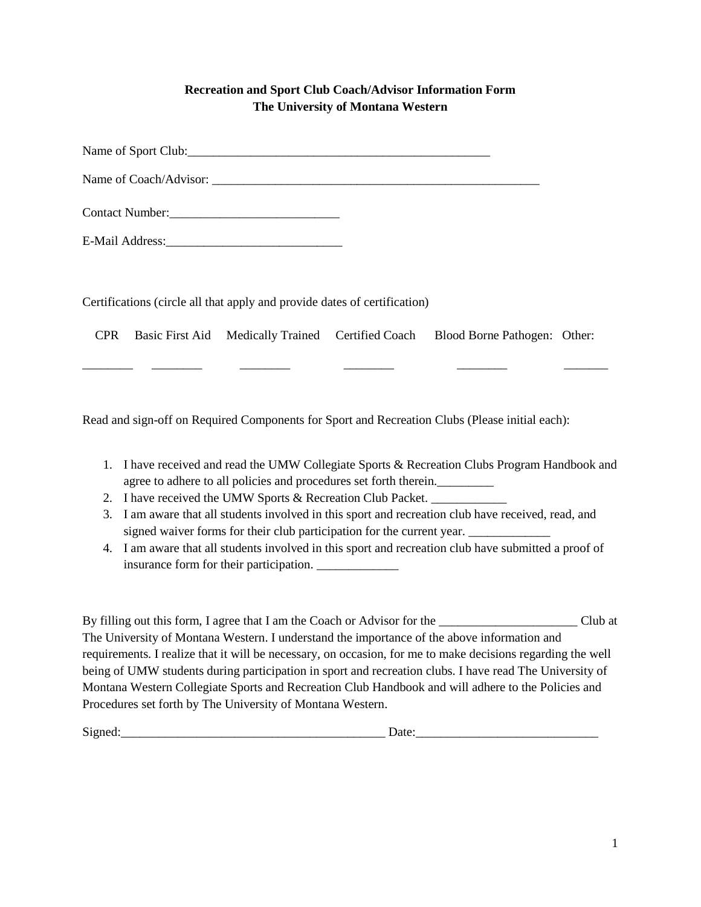**Recreation and Sport Club Coach/Advisor Information Form**
**The University of Montana Western**

Name of Sport Club:__________________________________________________

Name of Coach/Advisor: ______________________________________________________

Contact Number:___________________________

E-Mail Address:____________________________

Certifications (circle all that apply and provide dates of certification)

| CPR | Basic First Aid | Medically Trained | Certified Coach | Blood Borne Pathogen: | Other: |
|---|---|---|---|---|---|
| ________ | ________ | ________ | ________ | ________ | _______ |

Read and sign-off on Required Components for Sport and Recreation Clubs (Please initial each):

1. I have received and read the UMW Collegiate Sports & Recreation Clubs Program Handbook and agree to adhere to all policies and procedures set forth therein._________
2. I have received the UMW Sports & Recreation Club Packet. ____________
3. I am aware that all students involved in this sport and recreation club have received, read, and signed waiver forms for their club participation for the current year. _____________
4. I am aware that all students involved in this sport and recreation club have submitted a proof of insurance form for their participation. _____________

By filling out this form, I agree that I am the Coach or Advisor for the ______________________ Club at The University of Montana Western. I understand the importance of the above information and requirements. I realize that it will be necessary, on occasion, for me to make decisions regarding the well being of UMW students during participation in sport and recreation clubs. I have read The University of Montana Western Collegiate Sports and Recreation Club Handbook and will adhere to the Policies and Procedures set forth by The University of Montana Western.

Signed:___________________________________________ Date:_____________________________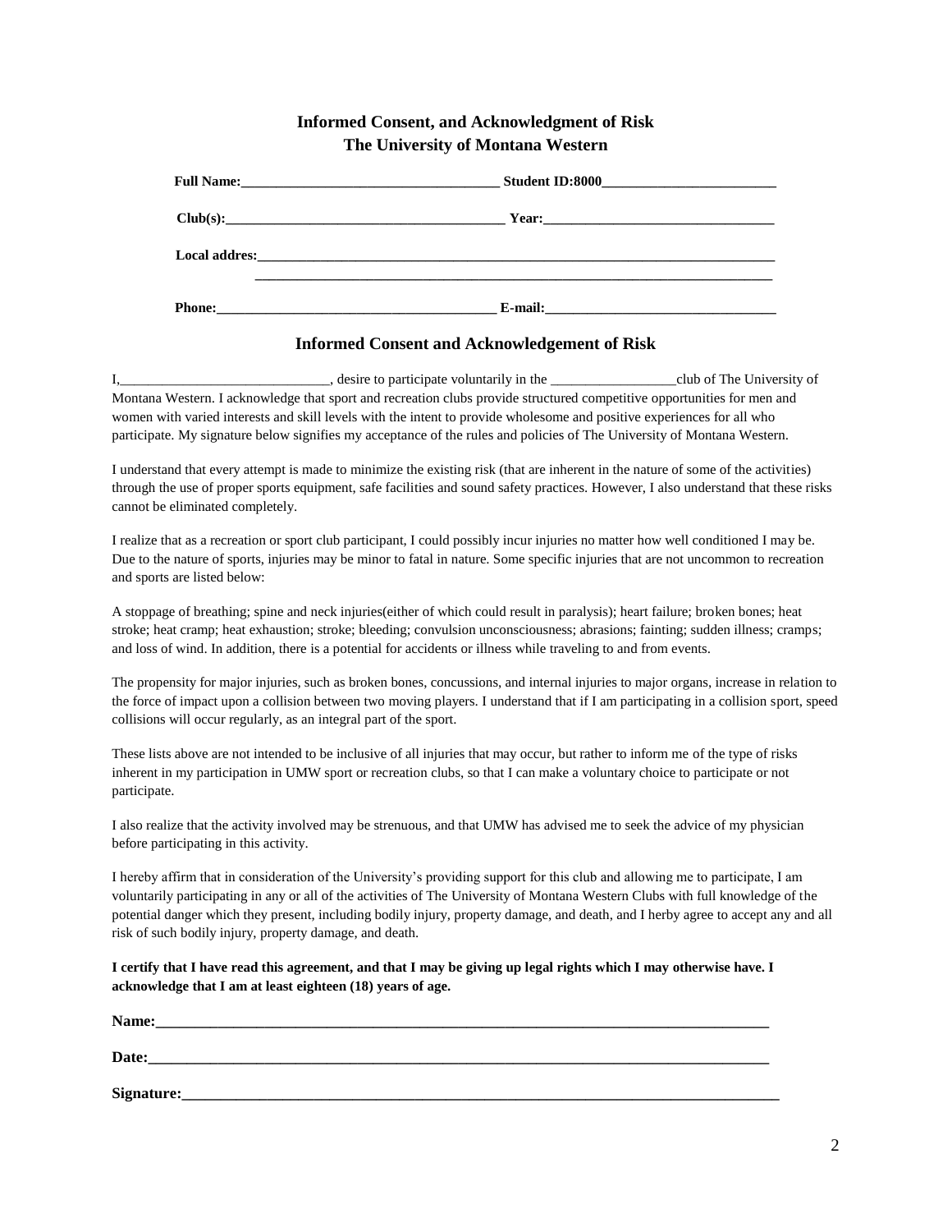## Informed Consent, and Acknowledgment of Risk
## The University of Montana Western

**Full Name:**_____________________________________ **Student ID:8000**_________________________

**Club(s):**________________________________________ **Year:**_________________________________

**Local addres:**___________________________________________________________________________
_____________________________________________________________________________

**Phone:**_________________________________________ **E-mail:**________________________________

## Informed Consent and Acknowledgement of Risk

I,_____________________________, desire to participate voluntarily in the __________________club of The University of Montana Western. I acknowledge that sport and recreation clubs provide structured competitive opportunities for men and women with varied interests and skill levels with the intent to provide wholesome and positive experiences for all who participate. My signature below signifies my acceptance of the rules and policies of The University of Montana Western.

I understand that every attempt is made to minimize the existing risk (that are inherent in the nature of some of the activities) through the use of proper sports equipment, safe facilities and sound safety practices. However, I also understand that these risks cannot be eliminated completely.

I realize that as a recreation or sport club participant, I could possibly incur injuries no matter how well conditioned I may be. Due to the nature of sports, injuries may be minor to fatal in nature. Some specific injuries that are not uncommon to recreation and sports are listed below:

A stoppage of breathing; spine and neck injuries(either of which could result in paralysis); heart failure; broken bones; heat stroke; heat cramp; heat exhaustion; stroke; bleeding; convulsion unconsciousness; abrasions; fainting; sudden illness; cramps; and loss of wind. In addition, there is a potential for accidents or illness while traveling to and from events.

The propensity for major injuries, such as broken bones, concussions, and internal injuries to major organs, increase in relation to the force of impact upon a collision between two moving players. I understand that if I am participating in a collision sport, speed collisions will occur regularly, as an integral part of the sport.

These lists above are not intended to be inclusive of all injuries that may occur, but rather to inform me of the type of risks inherent in my participation in UMW sport or recreation clubs, so that I can make a voluntary choice to participate or not participate.

I also realize that the activity involved may be strenuous, and that UMW has advised me to seek the advice of my physician before participating in this activity.

I hereby affirm that in consideration of the University's providing support for this club and allowing me to participate, I am voluntarily participating in any or all of the activities of The University of Montana Western Clubs with full knowledge of the potential danger which they present, including bodily injury, property damage, and death, and I herby agree to accept any and all risk of such bodily injury, property damage, and death.

**I certify that I have read this agreement, and that I may be giving up legal rights which I may otherwise have. I acknowledge that I am at least eighteen (18) years of age.**

**Name:**____________________________________________________________________________

**Date:**_____________________________________________________________________________

**Signature:**_________________________________________________________________________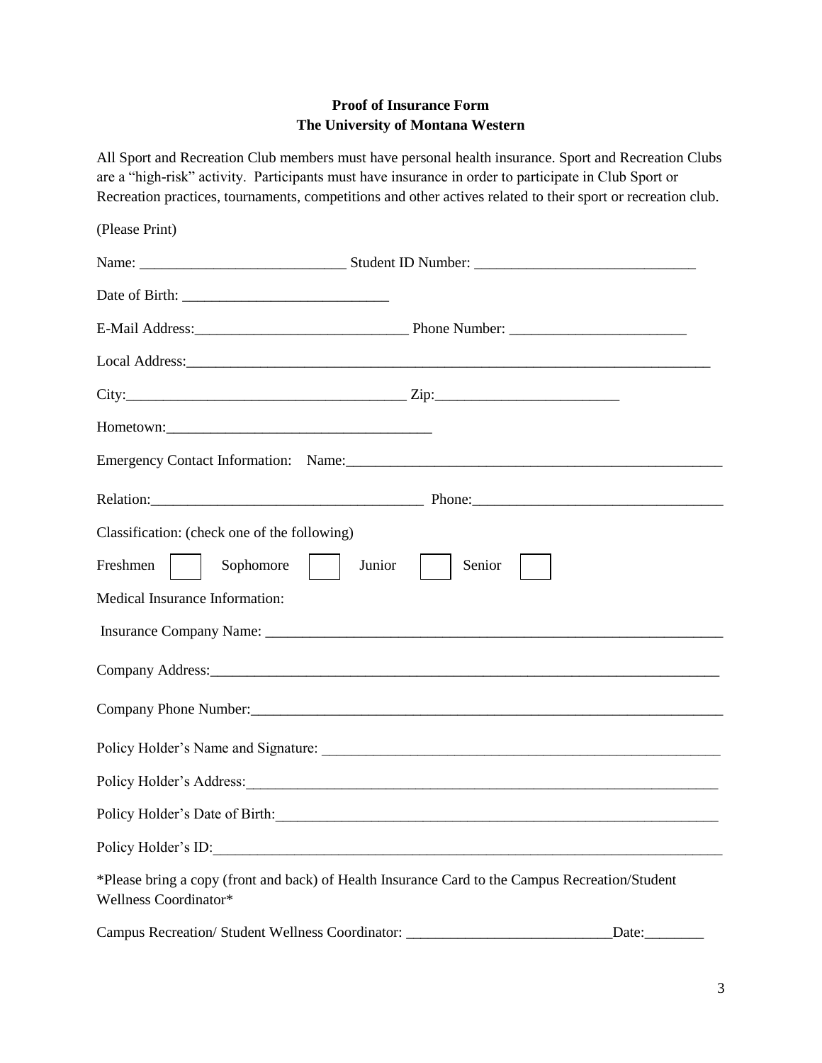**Proof of Insurance Form**
**The University of Montana Western**

All Sport and Recreation Club members must have personal health insurance. Sport and Recreation Clubs are a "high-risk" activity. Participants must have insurance in order to participate in Club Sport or Recreation practices, tournaments, competitions and other actives related to their sport or recreation club.

(Please Print)

Name: ___________________________ Student ID Number: _____________________________

Date of Birth: ___________________________

E-Mail Address:_____________________________ Phone Number: _______________________

Local Address:___________________________________________________________________________

City:_____________________________________ Zip:________________________

Hometown:___________________________________

Emergency Contact Information: Name:_____________________________________________________

Relation:____________________________________ Phone:_________________________________

Classification: (check one of the following)

Freshmen ☐ Sophomore ☐ Junior ☐ Senior ☐

Medical Insurance Information:

Insurance Company Name: _______________________________________________________________

Company Address:______________________________________________________________________

Company Phone Number:_________________________________________________________________

Policy Holder's Name and Signature: ______________________________________________________

Policy Holder's Address:_________________________________________________________________

Policy Holder's Date of Birth:____________________________________________________________

Policy Holder's ID:______________________________________________________________________

*Please bring a copy (front and back) of Health Insurance Card to the Campus Recreation/Student Wellness Coordinator*

Campus Recreation/ Student Wellness Coordinator: ___________________________Date:________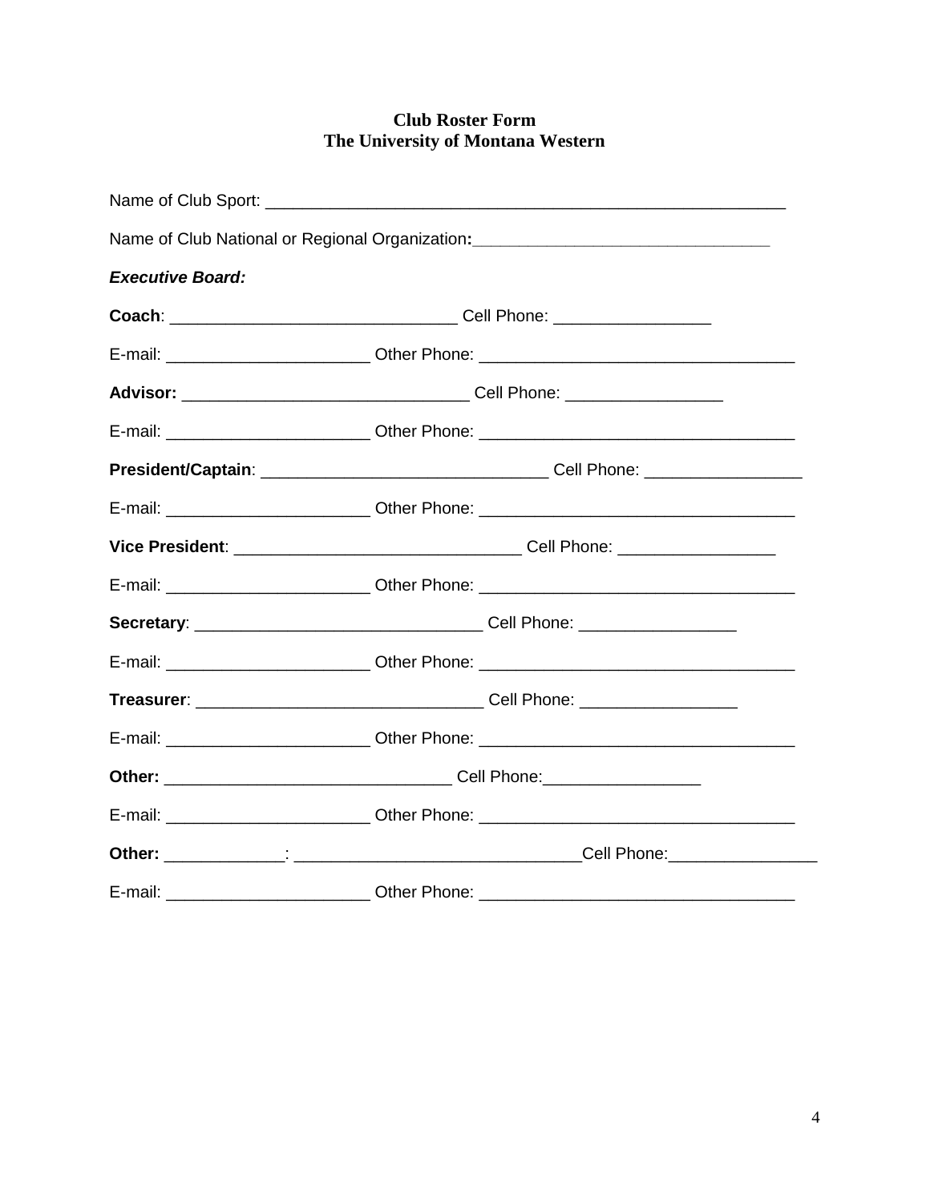**Club Roster Form**
**The University of Montana Western**

Name of Club Sport: ___________________________________________________________

Name of Club National or Regional Organization**:**_________________________________

***Executive Board:***

**Coach**: _______________________________ Cell Phone: _________________

E-mail: ______________________ Other Phone: __________________________________

**Advisor:** _______________________________ Cell Phone: _________________

E-mail: ______________________ Other Phone: __________________________________

**President/Captain**: _______________________________ Cell Phone: _________________

E-mail: ______________________ Other Phone: __________________________________

**Vice President**: _______________________________ Cell Phone: _________________

E-mail: ______________________ Other Phone: __________________________________

**Secretary**: _______________________________ Cell Phone: _________________

E-mail: ______________________ Other Phone: __________________________________

**Treasurer**: _______________________________ Cell Phone: _________________

E-mail: ______________________ Other Phone: __________________________________

**Other:** _______________________________ Cell Phone:_________________

E-mail: ______________________ Other Phone: __________________________________

**Other:** _____________: _______________________________Cell Phone:________________

E-mail: ______________________ Other Phone: __________________________________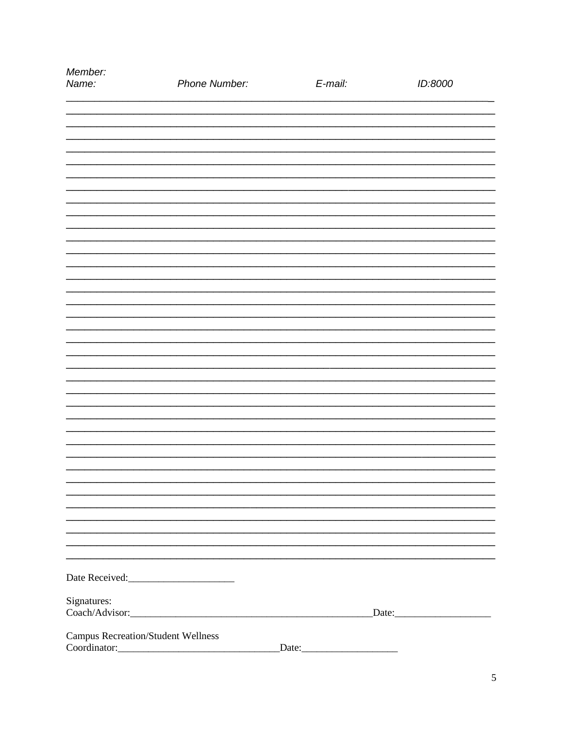*Member:*

| *Name:* | *Phone Number:* | *E-mail:* | *ID:8000* |
|---|---|---|---|
| | | | |
| | | | |
| | | | |
| | | | |
| | | | |
| | | | |
| | | | |
| | | | |
| | | | |
| | | | |
| | | | |
| | | | |
| | | | |
| | | | |
| | | | |
| | | | |
| | | | |
| | | | |
| | | | |
| | | | |
| | | | |
| | | | |
| | | | |
| | | | |
| | | | |
| | | | |
| | | | |
| | | | |
| | | | |
| | | | |
| | | | |
| | | | |
| | | | |
| | | | |
| | | | |
| | | | |
| | | | |

Date Received:_____________________

Signatures:
Coach/Advisor:_________________________________________________Date:___________________

Campus Recreation/Student Wellness
Coordinator:________________________________Date:___________________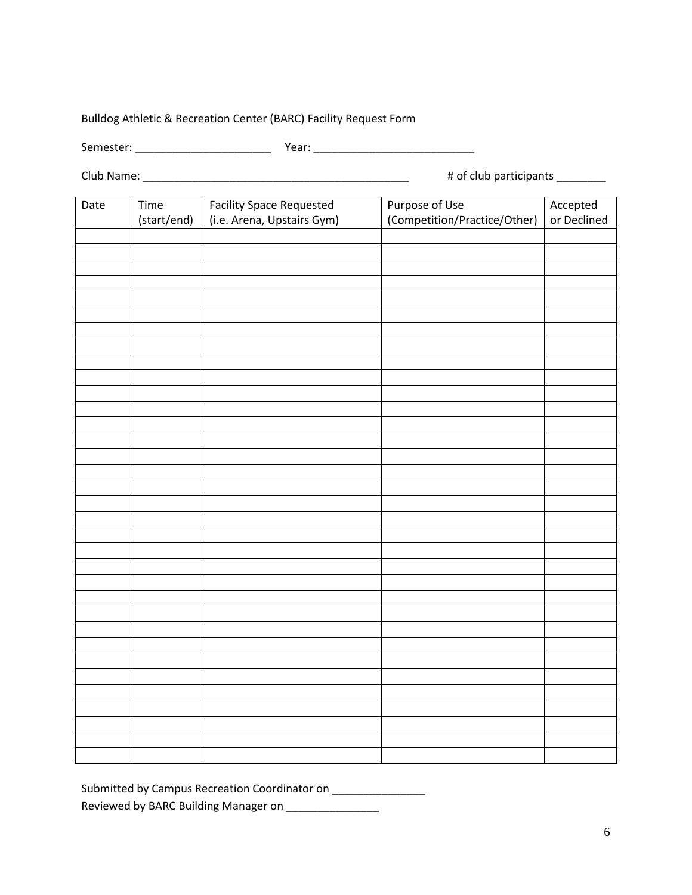Bulldog Athletic & Recreation Center (BARC) Facility Request Form

Semester: ______________________ Year: ___________________________

Club Name: _____________________________________________ # of club participants ________

| Date | Time (start/end) | Facility Space Requested (i.e. Arena, Upstairs Gym) | Purpose of Use (Competition/Practice/Other) | Accepted or Declined |
|---|---|---|---|---|
| | | | | |
| | | | | |
| | | | | |
| | | | | |
| | | | | |
| | | | | |
| | | | | |
| | | | | |
| | | | | |
| | | | | |
| | | | | |
| | | | | |
| | | | | |
| | | | | |
| | | | | |
| | | | | |
| | | | | |
| | | | | |
| | | | | |
| | | | | |
| | | | | |
| | | | | |
| | | | | |
| | | | | |
| | | | | |
| | | | | |
| | | | | |
| | | | | |
| | | | | |
| | | | | |
| | | | | |
| | | | | |
| | | | | |
| | | | | |
| | | | | |
| | | | | |

Submitted by Campus Recreation Coordinator on _______________

Reviewed by BARC Building Manager on _______________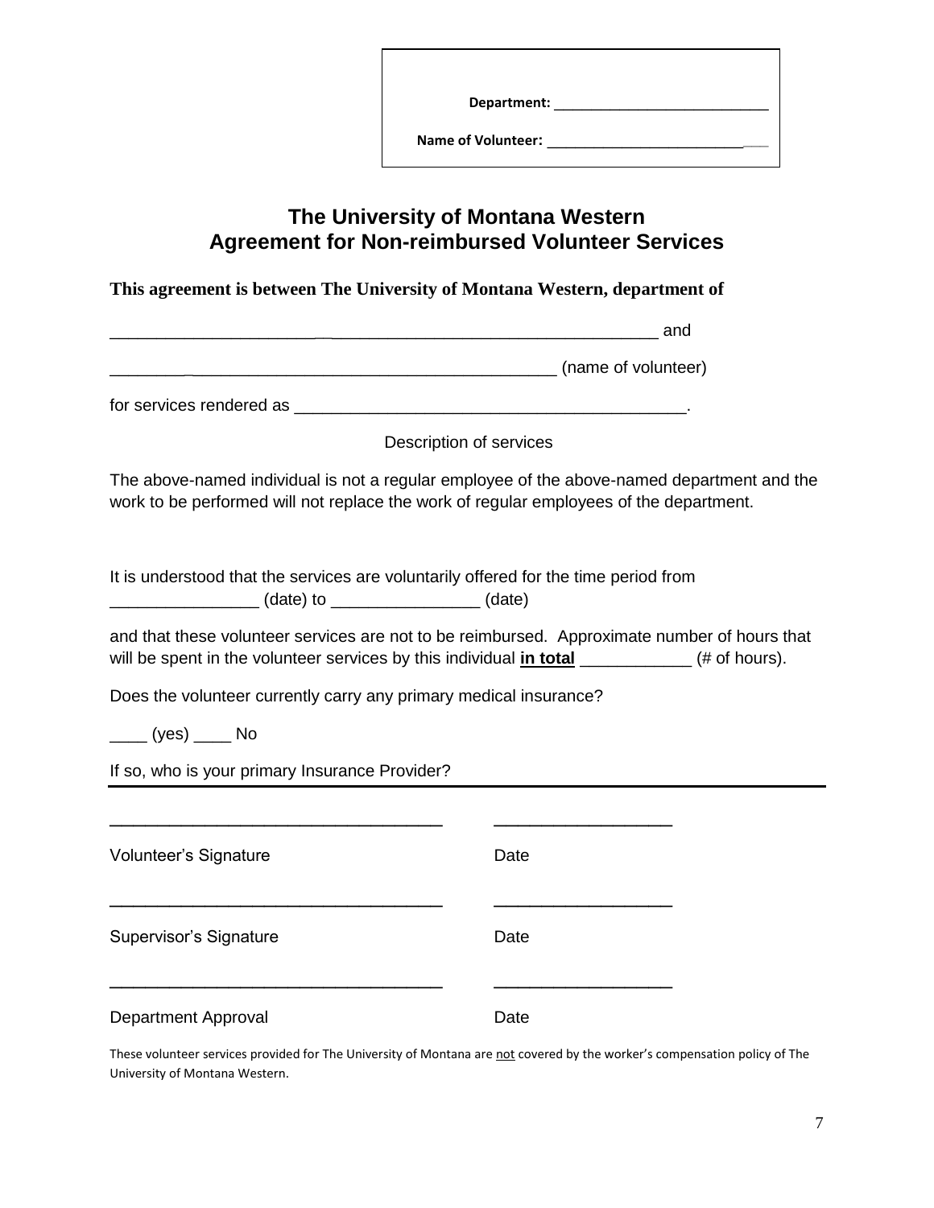**Department:** ____________________________

**Name of Volunteer:** ____________________________

# The University of Montana Western
## Agreement for Non-reimbursed Volunteer Services

**This agreement is between The University of Montana Western, department of**

__________________________________________________________ and

__________________________________________________________ (name of volunteer)

for services rendered as __________________________________________.

Description of services

The above-named individual is not a regular employee of the above-named department and the work to be performed will not replace the work of regular employees of the department.

It is understood that the services are voluntarily offered for the time period from ________________ (date) to ________________ (date)

and that these volunteer services are not to be reimbursed. Approximate number of hours that will be spent in the volunteer services by this individual **in total** ____________ (# of hours).

Does the volunteer currently carry any primary medical insurance?

____ (yes) ____ No

If so, who is your primary Insurance Provider? ______________________________

___________________________________ ___________________

Volunteer's Signature Date

___________________________________ ___________________

Supervisor's Signature Date

___________________________________ ___________________

Department Approval Date

These volunteer services provided for The University of Montana are not covered by the worker's compensation policy of The University of Montana Western.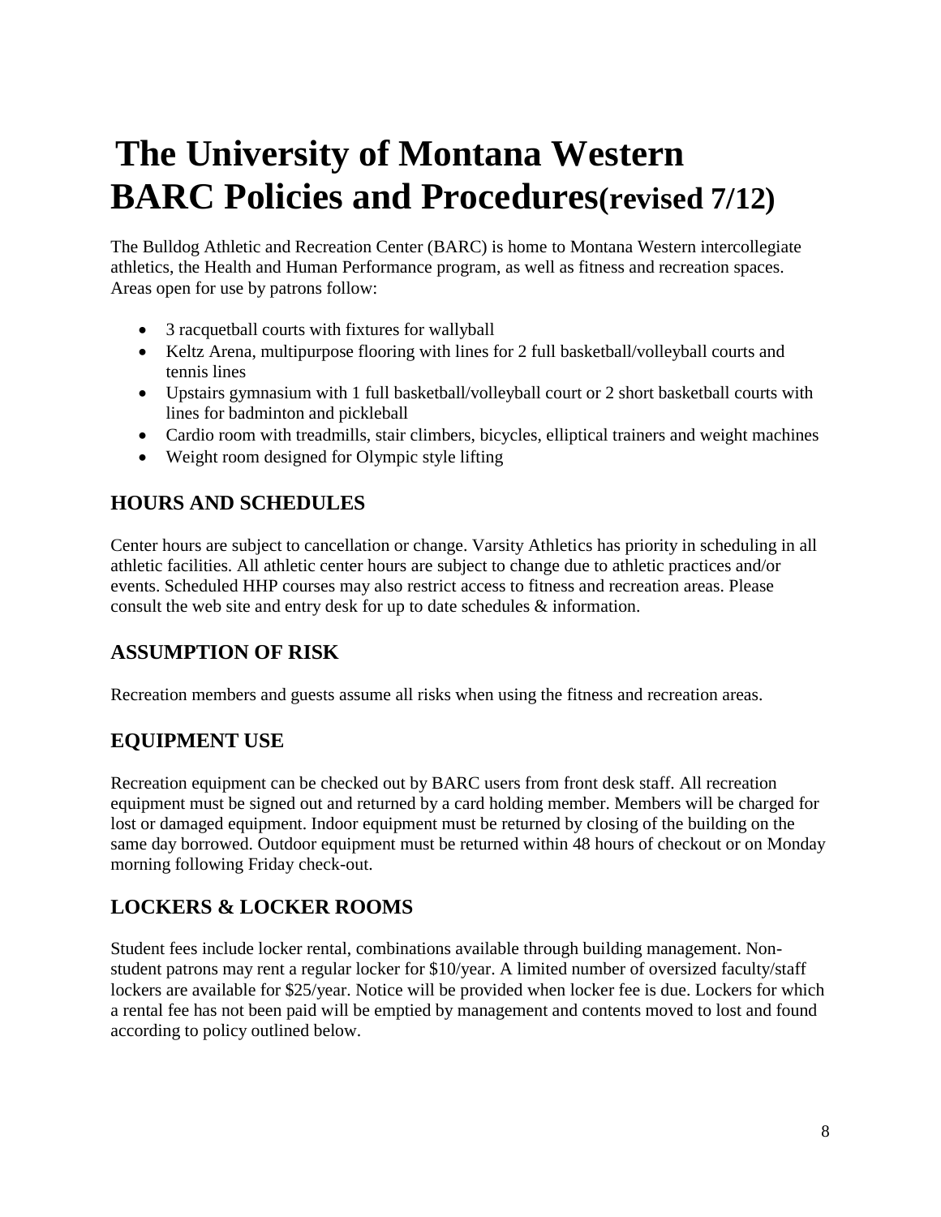# The University of Montana Western BARC Policies and Procedures(revised 7/12)

The Bulldog Athletic and Recreation Center (BARC) is home to Montana Western intercollegiate athletics, the Health and Human Performance program, as well as fitness and recreation spaces. Areas open for use by patrons follow:

- 3 racquetball courts with fixtures for wallyball
- Keltz Arena, multipurpose flooring with lines for 2 full basketball/volleyball courts and tennis lines
- Upstairs gymnasium with 1 full basketball/volleyball court or 2 short basketball courts with lines for badminton and pickleball
- Cardio room with treadmills, stair climbers, bicycles, elliptical trainers and weight machines
- Weight room designed for Olympic style lifting

## HOURS AND SCHEDULES

Center hours are subject to cancellation or change. Varsity Athletics has priority in scheduling in all athletic facilities. All athletic center hours are subject to change due to athletic practices and/or events. Scheduled HHP courses may also restrict access to fitness and recreation areas. Please consult the web site and entry desk for up to date schedules & information.

## ASSUMPTION OF RISK

Recreation members and guests assume all risks when using the fitness and recreation areas.

## EQUIPMENT USE

Recreation equipment can be checked out by BARC users from front desk staff. All recreation equipment must be signed out and returned by a card holding member. Members will be charged for lost or damaged equipment. Indoor equipment must be returned by closing of the building on the same day borrowed. Outdoor equipment must be returned within 48 hours of checkout or on Monday morning following Friday check-out.

## LOCKERS & LOCKER ROOMS

Student fees include locker rental, combinations available through building management. Non-student patrons may rent a regular locker for $10/year. A limited number of oversized faculty/staff lockers are available for $25/year. Notice will be provided when locker fee is due. Lockers for which a rental fee has not been paid will be emptied by management and contents moved to lost and found according to policy outlined below.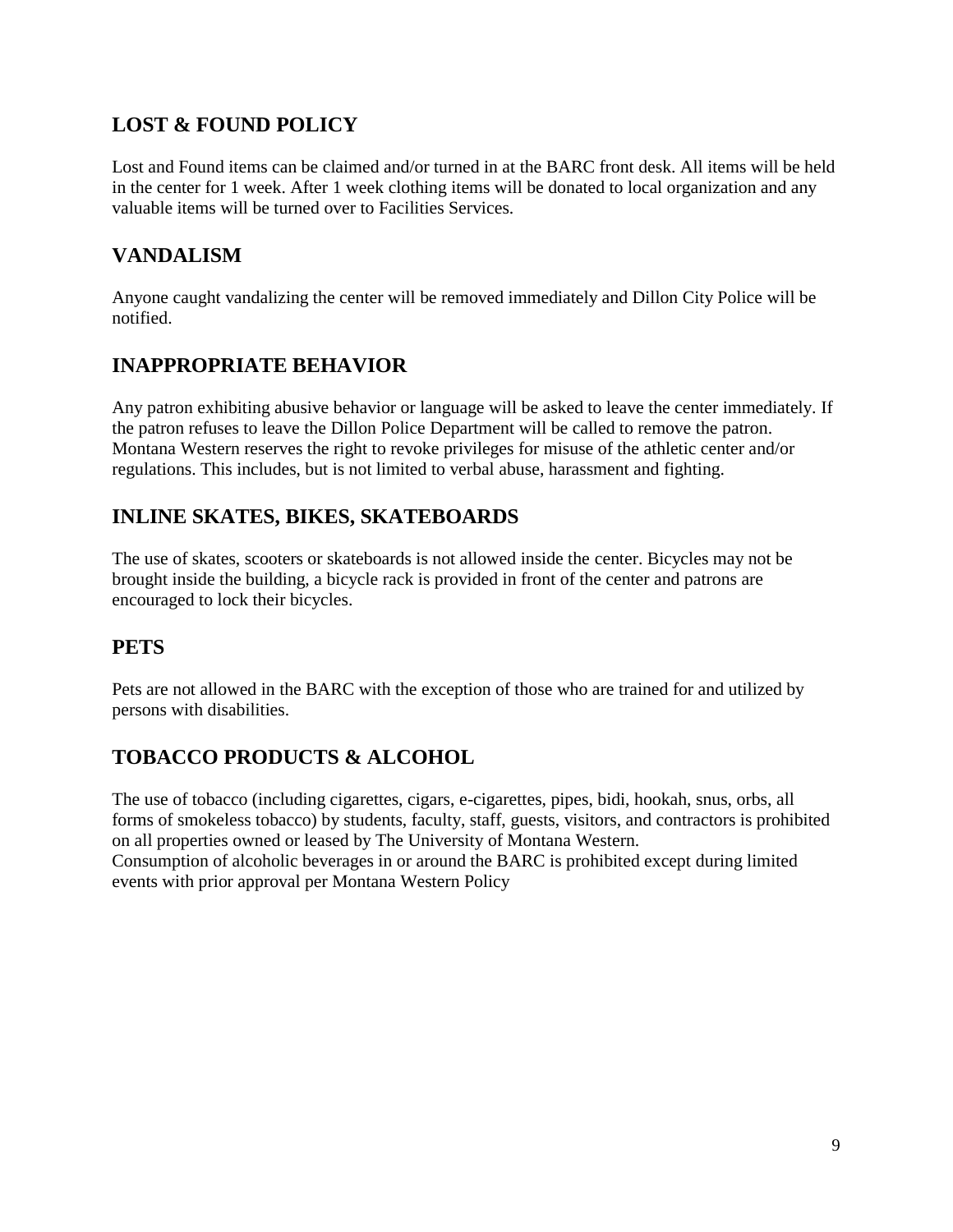## LOST & FOUND POLICY

Lost and Found items can be claimed and/or turned in at the BARC front desk. All items will be held in the center for 1 week. After 1 week clothing items will be donated to local organization and any valuable items will be turned over to Facilities Services.

## VANDALISM

Anyone caught vandalizing the center will be removed immediately and Dillon City Police will be notified.

## INAPPROPRIATE BEHAVIOR

Any patron exhibiting abusive behavior or language will be asked to leave the center immediately. If the patron refuses to leave the Dillon Police Department will be called to remove the patron. Montana Western reserves the right to revoke privileges for misuse of the athletic center and/or regulations. This includes, but is not limited to verbal abuse, harassment and fighting.

## INLINE SKATES, BIKES, SKATEBOARDS

The use of skates, scooters or skateboards is not allowed inside the center. Bicycles may not be brought inside the building, a bicycle rack is provided in front of the center and patrons are encouraged to lock their bicycles.

## PETS

Pets are not allowed in the BARC with the exception of those who are trained for and utilized by persons with disabilities.

## TOBACCO PRODUCTS & ALCOHOL

The use of tobacco (including cigarettes, cigars, e-cigarettes, pipes, bidi, hookah, snus, orbs, all forms of smokeless tobacco) by students, faculty, staff, guests, visitors, and contractors is prohibited on all properties owned or leased by The University of Montana Western.
Consumption of alcoholic beverages in or around the BARC is prohibited except during limited events with prior approval per Montana Western Policy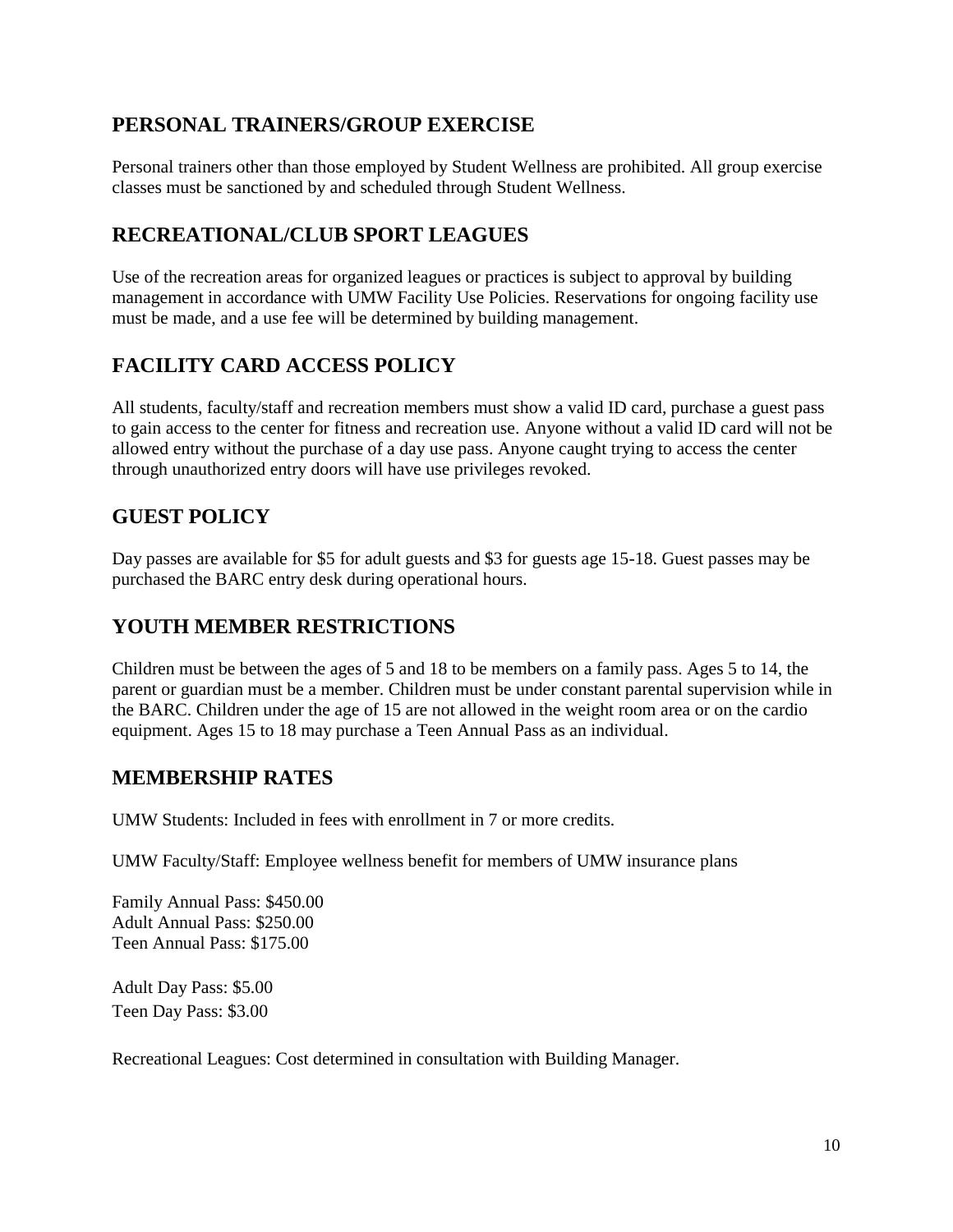## PERSONAL TRAINERS/GROUP EXERCISE

Personal trainers other than those employed by Student Wellness are prohibited. All group exercise classes must be sanctioned by and scheduled through Student Wellness.

## RECREATIONAL/CLUB SPORT LEAGUES

Use of the recreation areas for organized leagues or practices is subject to approval by building management in accordance with UMW Facility Use Policies. Reservations for ongoing facility use must be made, and a use fee will be determined by building management.

## FACILITY CARD ACCESS POLICY

All students, faculty/staff and recreation members must show a valid ID card, purchase a guest pass to gain access to the center for fitness and recreation use. Anyone without a valid ID card will not be allowed entry without the purchase of a day use pass. Anyone caught trying to access the center through unauthorized entry doors will have use privileges revoked.

## GUEST POLICY

Day passes are available for $5 for adult guests and $3 for guests age 15-18. Guest passes may be purchased the BARC entry desk during operational hours.

## YOUTH MEMBER RESTRICTIONS

Children must be between the ages of 5 and 18 to be members on a family pass. Ages 5 to 14, the parent or guardian must be a member. Children must be under constant parental supervision while in the BARC. Children under the age of 15 are not allowed in the weight room area or on the cardio equipment. Ages 15 to 18 may purchase a Teen Annual Pass as an individual.

## MEMBERSHIP RATES

UMW Students: Included in fees with enrollment in 7 or more credits.

UMW Faculty/Staff: Employee wellness benefit for members of UMW insurance plans

Family Annual Pass: $450.00
Adult Annual Pass: $250.00
Teen Annual Pass: $175.00

Adult Day Pass: $5.00
Teen Day Pass: $3.00

Recreational Leagues: Cost determined in consultation with Building Manager.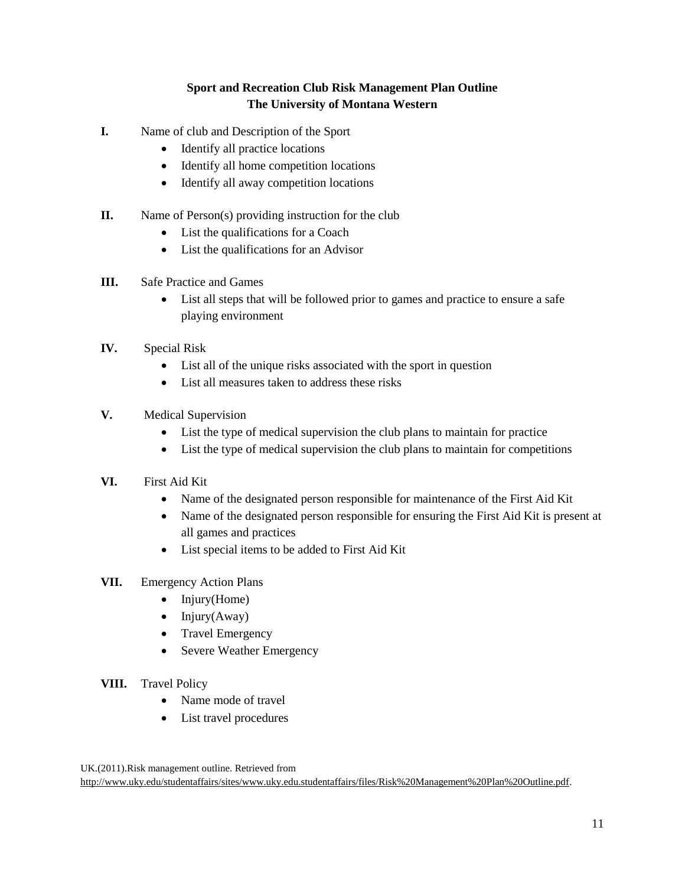## Sport and Recreation Club Risk Management Plan Outline
## The University of Montana Western

**I.** Name of club and Description of the Sport

- Identify all practice locations
- Identify all home competition locations
- Identify all away competition locations

**II.** Name of Person(s) providing instruction for the club

- List the qualifications for a Coach
- List the qualifications for an Advisor

**III.** Safe Practice and Games

- List all steps that will be followed prior to games and practice to ensure a safe playing environment

**IV.** Special Risk

- List all of the unique risks associated with the sport in question
- List all measures taken to address these risks

**V.** Medical Supervision

- List the type of medical supervision the club plans to maintain for practice
- List the type of medical supervision the club plans to maintain for competitions

**VI.** First Aid Kit

- Name of the designated person responsible for maintenance of the First Aid Kit
- Name of the designated person responsible for ensuring the First Aid Kit is present at all games and practices
- List special items to be added to First Aid Kit

**VII.** Emergency Action Plans

- Injury(Home)
- Injury(Away)
- Travel Emergency
- Severe Weather Emergency

**VIII.** Travel Policy

- Name mode of travel
- List travel procedures

UK.(2011).Risk management outline. Retrieved from http://www.uky.edu/studentaffairs/sites/www.uky.edu.studentaffairs/files/Risk%20Management%20Plan%20Outline.pdf.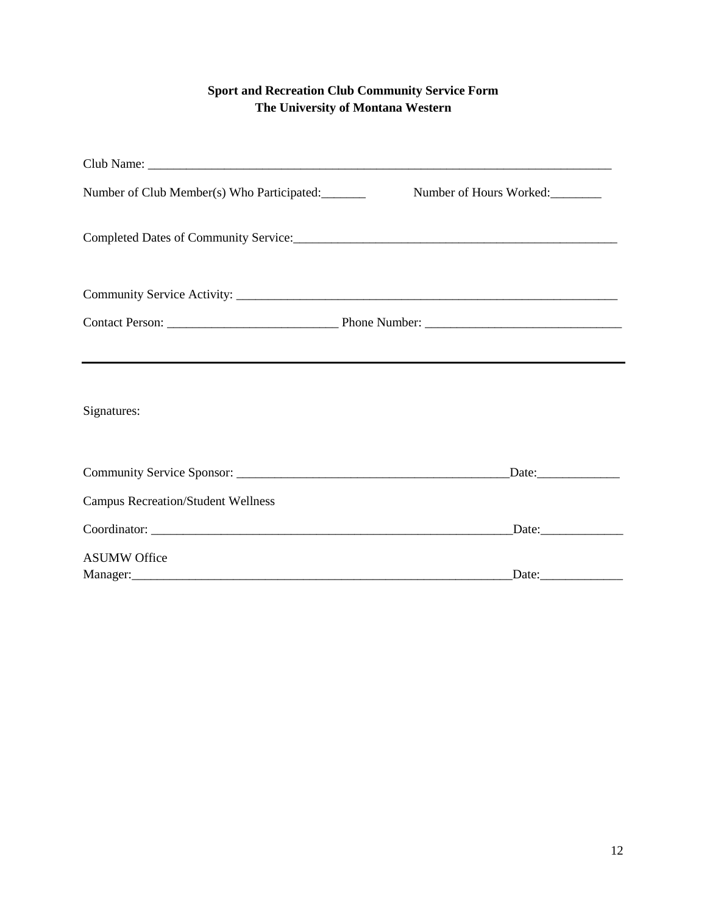**Sport and Recreation Club Community Service Form**
**The University of Montana Western**

Club Name: ___________________________________________________________________________

Number of Club Member(s) Who Participated:_______ Number of Hours Worked:________

Completed Dates of Community Service:_____________________________________________________

Community Service Activity: _______________________________________________________________

Contact Person: ___________________________ Phone Number: _______________________________

---

Signatures:

Community Service Sponsor: ____________________________________________Date:_____________

Campus Recreation/Student Wellness

Coordinator: ____________________________________________________________Date:_____________

ASUMW Office
Manager:_______________________________________________________________Date:_____________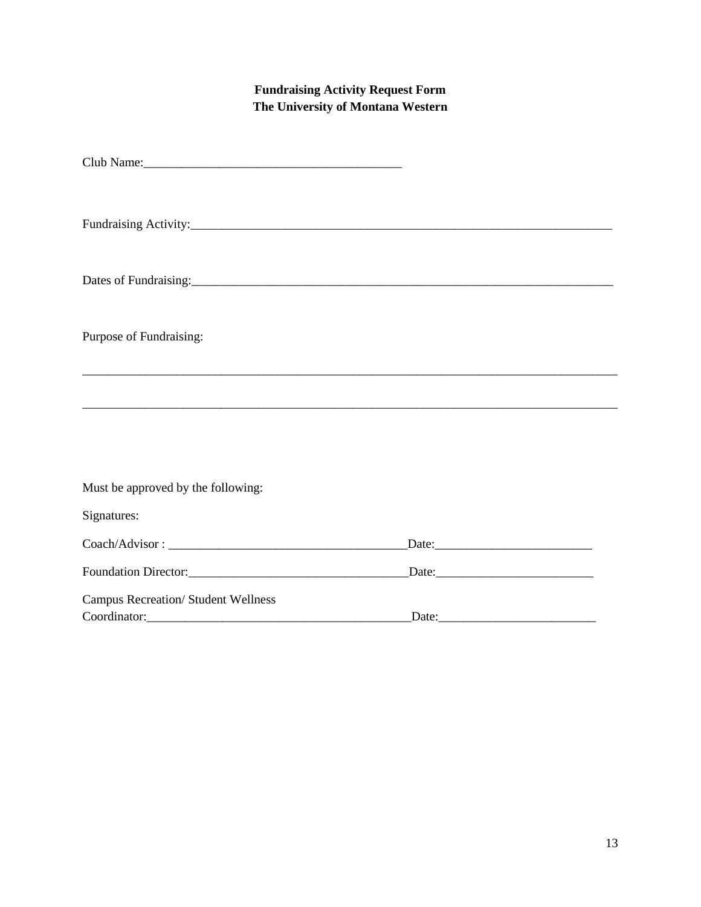**Fundraising Activity Request Form**
**The University of Montana Western**

Club Name:_________________________________________

Fundraising Activity:______________________________________________________________________

Dates of Fundraising:______________________________________________________________________

Purpose of Fundraising:

_______________________________________________________________________________________

_______________________________________________________________________________________

Must be approved by the following:

Signatures:

Coach/Advisor : ______________________________________Date:_________________________

Foundation Director:___________________________________Date:_________________________

Campus Recreation/ Student Wellness
Coordinator:__________________________________________Date:_________________________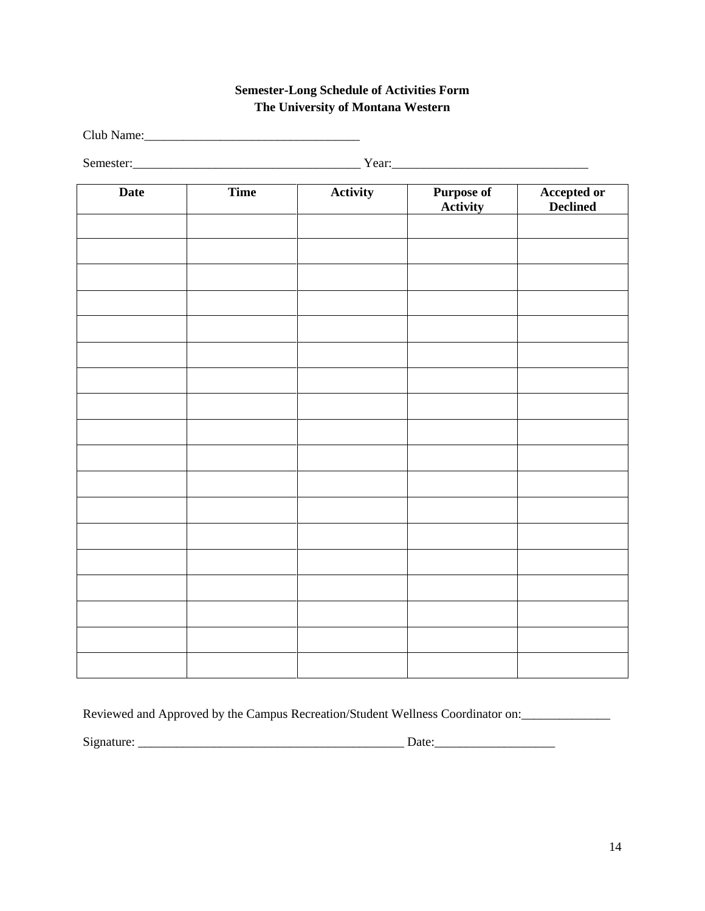**Semester-Long Schedule of Activities Form**
**The University of Montana Western**

Club Name:_________________________________

Semester:___________________________________ Year:______________________________

| Date | Time | Activity | Purpose of Activity | Accepted or Declined |
|---|---|---|---|---|
| | | | | |
| | | | | |
| | | | | |
| | | | | |
| | | | | |
| | | | | |
| | | | | |
| | | | | |
| | | | | |
| | | | | |
| | | | | |
| | | | | |
| | | | | |
| | | | | |
| | | | | |
| | | | | |
| | | | | |
| | | | | |

Reviewed and Approved by the Campus Recreation/Student Wellness Coordinator on:______________

Signature: __________________________________________ Date:___________________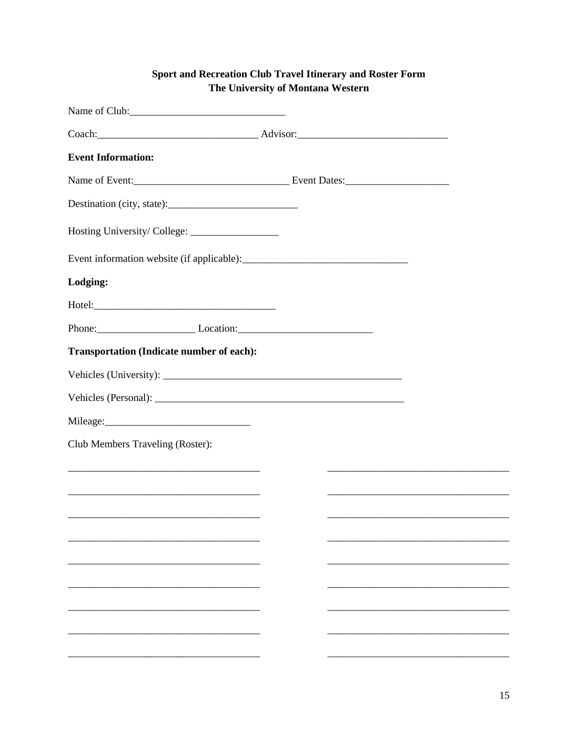**Sport and Recreation Club Travel Itinerary and Roster Form**
**The University of Montana Western**

Name of Club:______________________________

Coach:_______________________________ Advisor:_____________________________

**Event Information:**

Name of Event:______________________________ Event Dates:____________________

Destination (city, state):_________________________

Hosting University/ College: _________________

Event information website (if applicable):________________________________

**Lodging:**

Hotel:____________________________________

Phone:___________________ Location:__________________________

**Transportation (Indicate number of each):**

Vehicles (University): _______________________________________________

Vehicles (Personal): _________________________________________________

Mileage:____________________________

Club Members Traveling (Roster):

_____________________________________ _____________________________________

_____________________________________ _____________________________________

_____________________________________ _____________________________________

_____________________________________ _____________________________________

_____________________________________ _____________________________________

_____________________________________ _____________________________________

_____________________________________ _____________________________________

_____________________________________ _____________________________________

_____________________________________ _____________________________________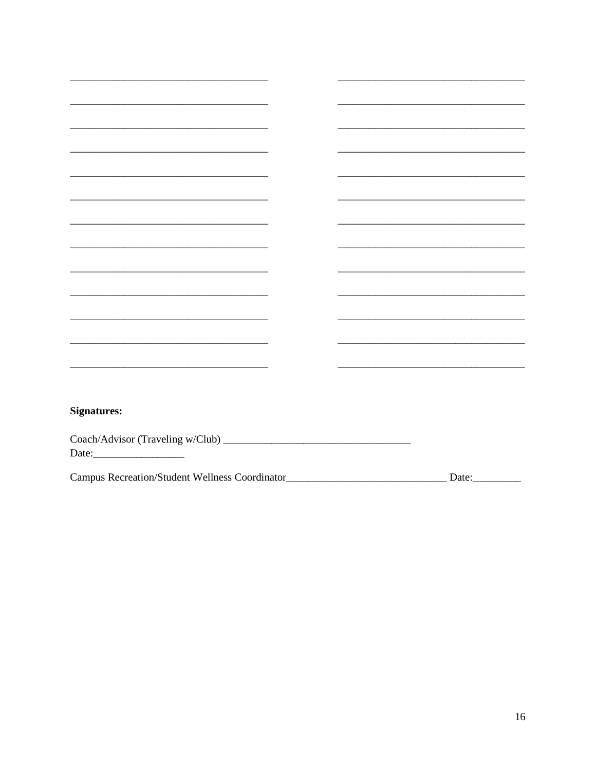_______________________________________ _______________________________________

_______________________________________ _______________________________________

_______________________________________ _______________________________________

_______________________________________ _______________________________________

_______________________________________ _______________________________________

_______________________________________ _______________________________________

_______________________________________ _______________________________________

_______________________________________ _______________________________________

_______________________________________ _______________________________________

_______________________________________ _______________________________________

_______________________________________ _______________________________________

_______________________________________ _______________________________________

_______________________________________ _______________________________________

**Signatures:**

Coach/Advisor (Traveling w/Club) ___________________________________
Date:_________________

Campus Recreation/Student Wellness Coordinator______________________________ Date:_________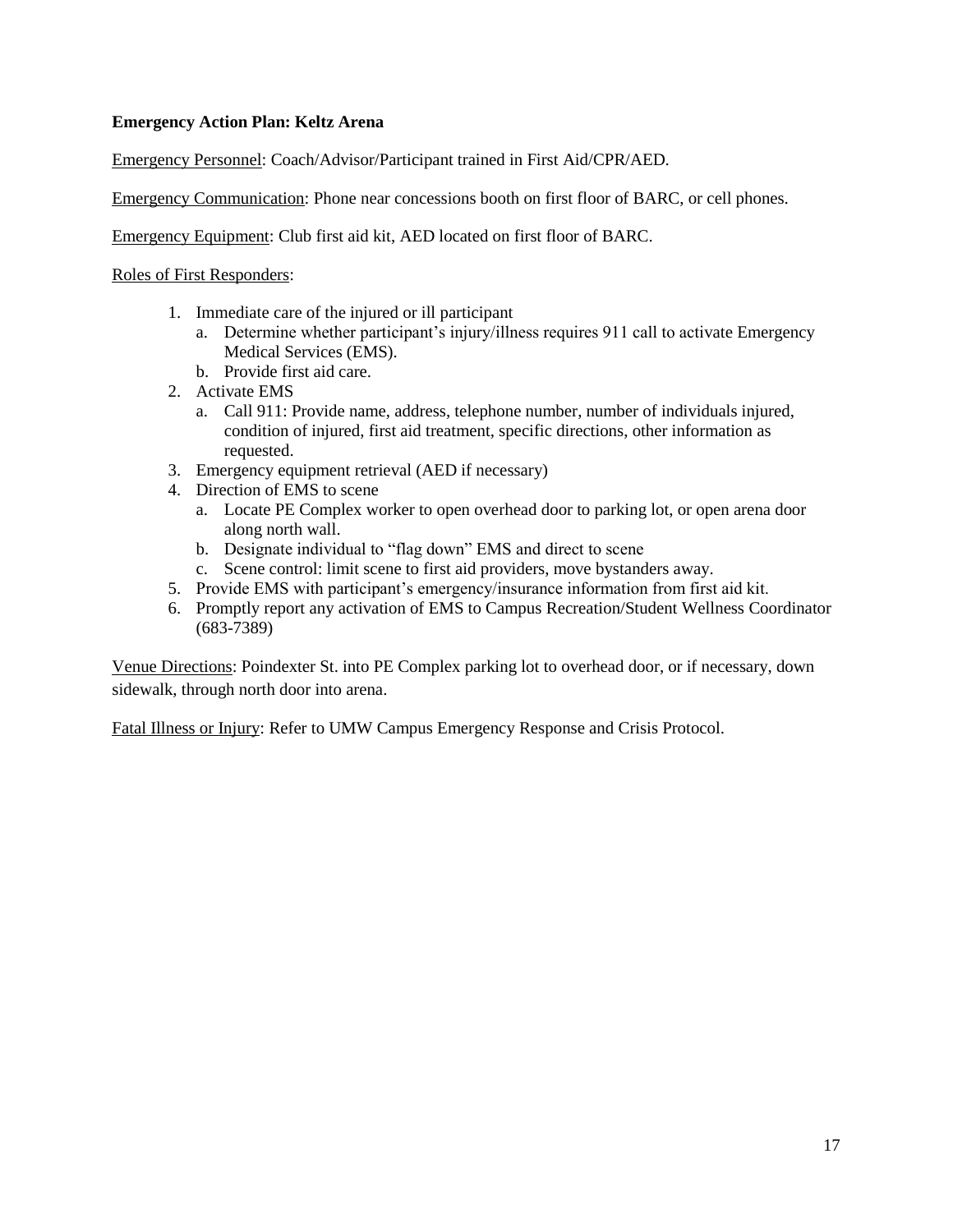**Emergency Action Plan: Keltz Arena**

Emergency Personnel: Coach/Advisor/Participant trained in First Aid/CPR/AED.

Emergency Communication: Phone near concessions booth on first floor of BARC, or cell phones.

Emergency Equipment: Club first aid kit, AED located on first floor of BARC.

Roles of First Responders:

1. Immediate care of the injured or ill participant
   a. Determine whether participant's injury/illness requires 911 call to activate Emergency Medical Services (EMS).
   b. Provide first aid care.
2. Activate EMS
   a. Call 911: Provide name, address, telephone number, number of individuals injured, condition of injured, first aid treatment, specific directions, other information as requested.
3. Emergency equipment retrieval (AED if necessary)
4. Direction of EMS to scene
   a. Locate PE Complex worker to open overhead door to parking lot, or open arena door along north wall.
   b. Designate individual to "flag down" EMS and direct to scene
   c. Scene control: limit scene to first aid providers, move bystanders away.
5. Provide EMS with participant's emergency/insurance information from first aid kit.
6. Promptly report any activation of EMS to Campus Recreation/Student Wellness Coordinator (683-7389)

Venue Directions: Poindexter St. into PE Complex parking lot to overhead door, or if necessary, down sidewalk, through north door into arena.

Fatal Illness or Injury: Refer to UMW Campus Emergency Response and Crisis Protocol.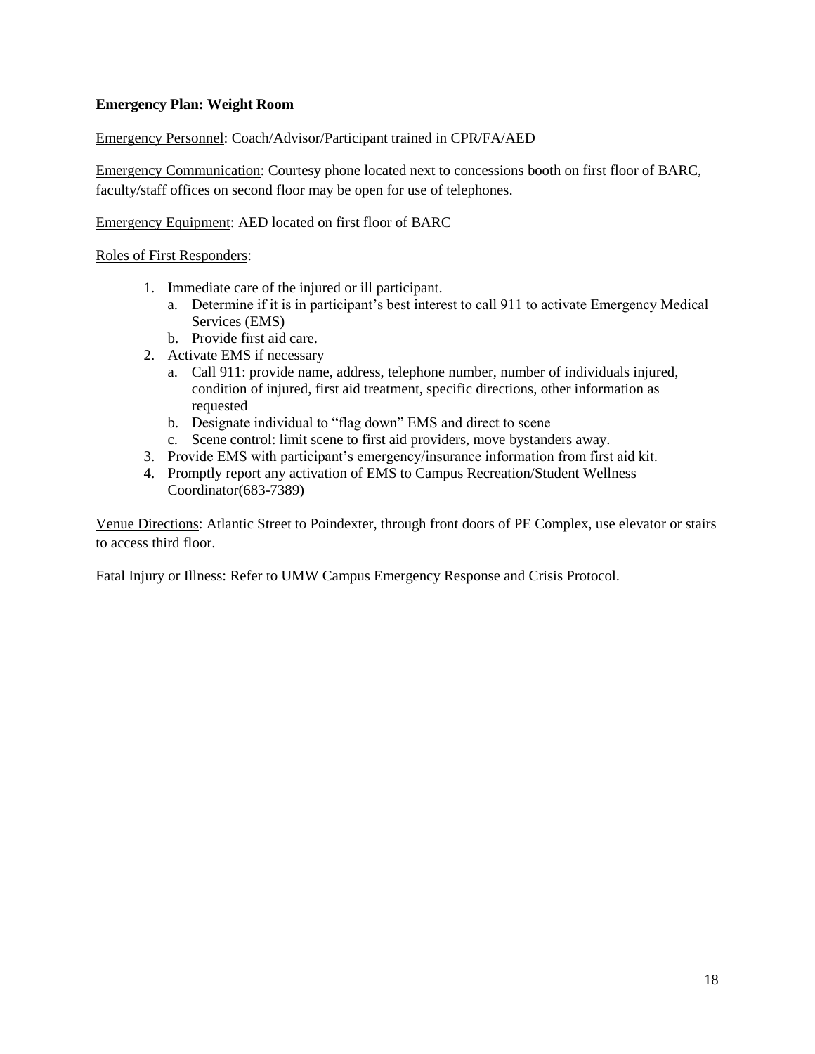**Emergency Plan: Weight Room**

Emergency Personnel: Coach/Advisor/Participant trained in CPR/FA/AED

Emergency Communication: Courtesy phone located next to concessions booth on first floor of BARC, faculty/staff offices on second floor may be open for use of telephones.

Emergency Equipment: AED located on first floor of BARC

Roles of First Responders:

1. Immediate care of the injured or ill participant.
   a. Determine if it is in participant's best interest to call 911 to activate Emergency Medical Services (EMS)
   b. Provide first aid care.
2. Activate EMS if necessary
   a. Call 911: provide name, address, telephone number, number of individuals injured, condition of injured, first aid treatment, specific directions, other information as requested
   b. Designate individual to "flag down" EMS and direct to scene
   c. Scene control: limit scene to first aid providers, move bystanders away.
3. Provide EMS with participant's emergency/insurance information from first aid kit.
4. Promptly report any activation of EMS to Campus Recreation/Student Wellness Coordinator(683-7389)

Venue Directions: Atlantic Street to Poindexter, through front doors of PE Complex, use elevator or stairs to access third floor.

Fatal Injury or Illness: Refer to UMW Campus Emergency Response and Crisis Protocol.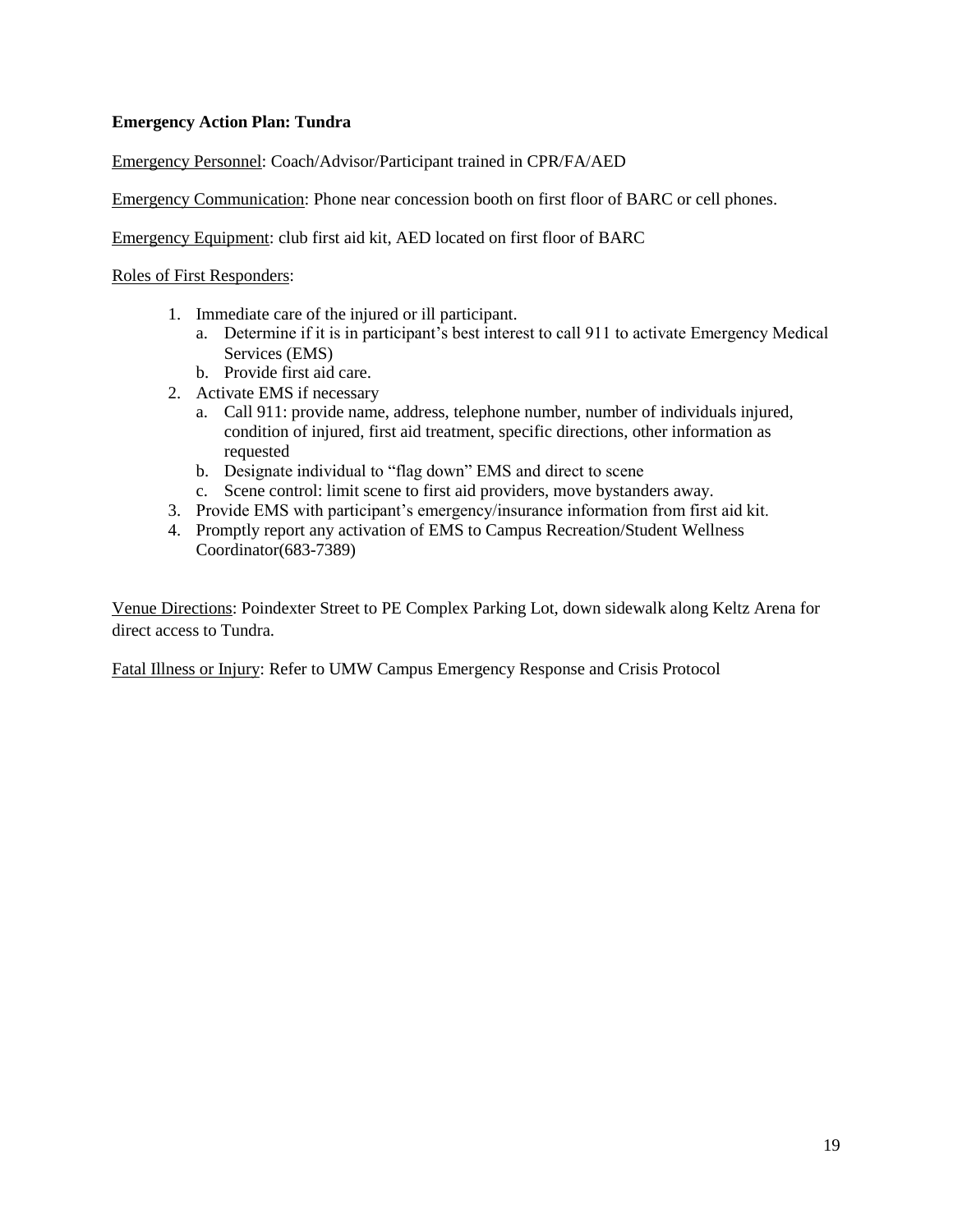**Emergency Action Plan: Tundra**

Emergency Personnel: Coach/Advisor/Participant trained in CPR/FA/AED

Emergency Communication: Phone near concession booth on first floor of BARC or cell phones.

Emergency Equipment: club first aid kit, AED located on first floor of BARC

Roles of First Responders:

1. Immediate care of the injured or ill participant.
   a. Determine if it is in participant's best interest to call 911 to activate Emergency Medical Services (EMS)
   b. Provide first aid care.
2. Activate EMS if necessary
   a. Call 911: provide name, address, telephone number, number of individuals injured, condition of injured, first aid treatment, specific directions, other information as requested
   b. Designate individual to "flag down" EMS and direct to scene
   c. Scene control: limit scene to first aid providers, move bystanders away.
3. Provide EMS with participant's emergency/insurance information from first aid kit.
4. Promptly report any activation of EMS to Campus Recreation/Student Wellness Coordinator(683-7389)

Venue Directions: Poindexter Street to PE Complex Parking Lot, down sidewalk along Keltz Arena for direct access to Tundra.

Fatal Illness or Injury: Refer to UMW Campus Emergency Response and Crisis Protocol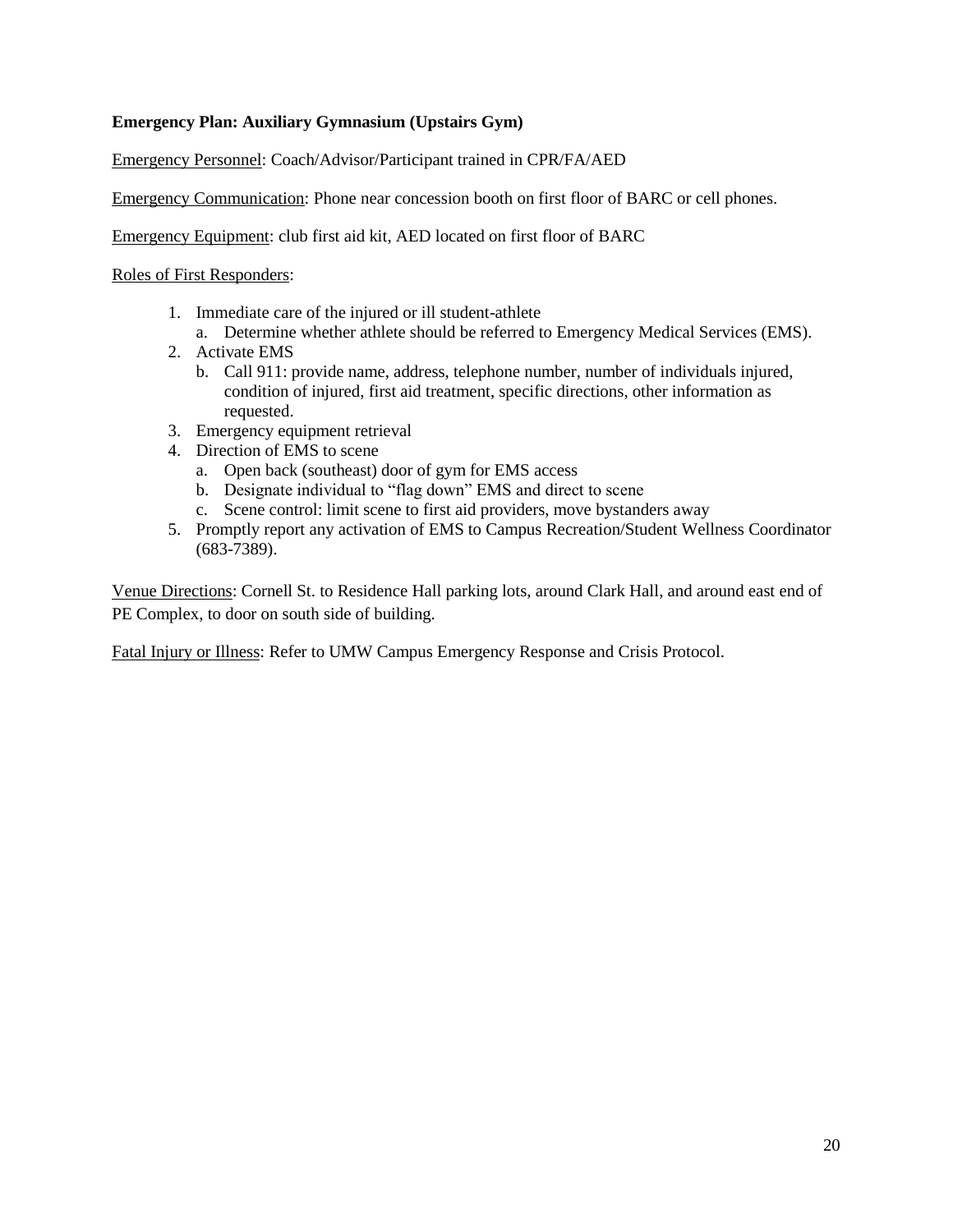**Emergency Plan: Auxiliary Gymnasium (Upstairs Gym)**

<u>Emergency Personnel</u>: Coach/Advisor/Participant trained in CPR/FA/AED

<u>Emergency Communication</u>: Phone near concession booth on first floor of BARC or cell phones.

<u>Emergency Equipment</u>: club first aid kit, AED located on first floor of BARC

<u>Roles of First Responders</u>:

1. Immediate care of the injured or ill student-athlete
   a. Determine whether athlete should be referred to Emergency Medical Services (EMS).
2. Activate EMS
   b. Call 911: provide name, address, telephone number, number of individuals injured, condition of injured, first aid treatment, specific directions, other information as requested.
3. Emergency equipment retrieval
4. Direction of EMS to scene
   a. Open back (southeast) door of gym for EMS access
   b. Designate individual to "flag down" EMS and direct to scene
   c. Scene control: limit scene to first aid providers, move bystanders away
5. Promptly report any activation of EMS to Campus Recreation/Student Wellness Coordinator (683-7389).

<u>Venue Directions</u>: Cornell St. to Residence Hall parking lots, around Clark Hall, and around east end of PE Complex, to door on south side of building.

<u>Fatal Injury or Illness</u>: Refer to UMW Campus Emergency Response and Crisis Protocol.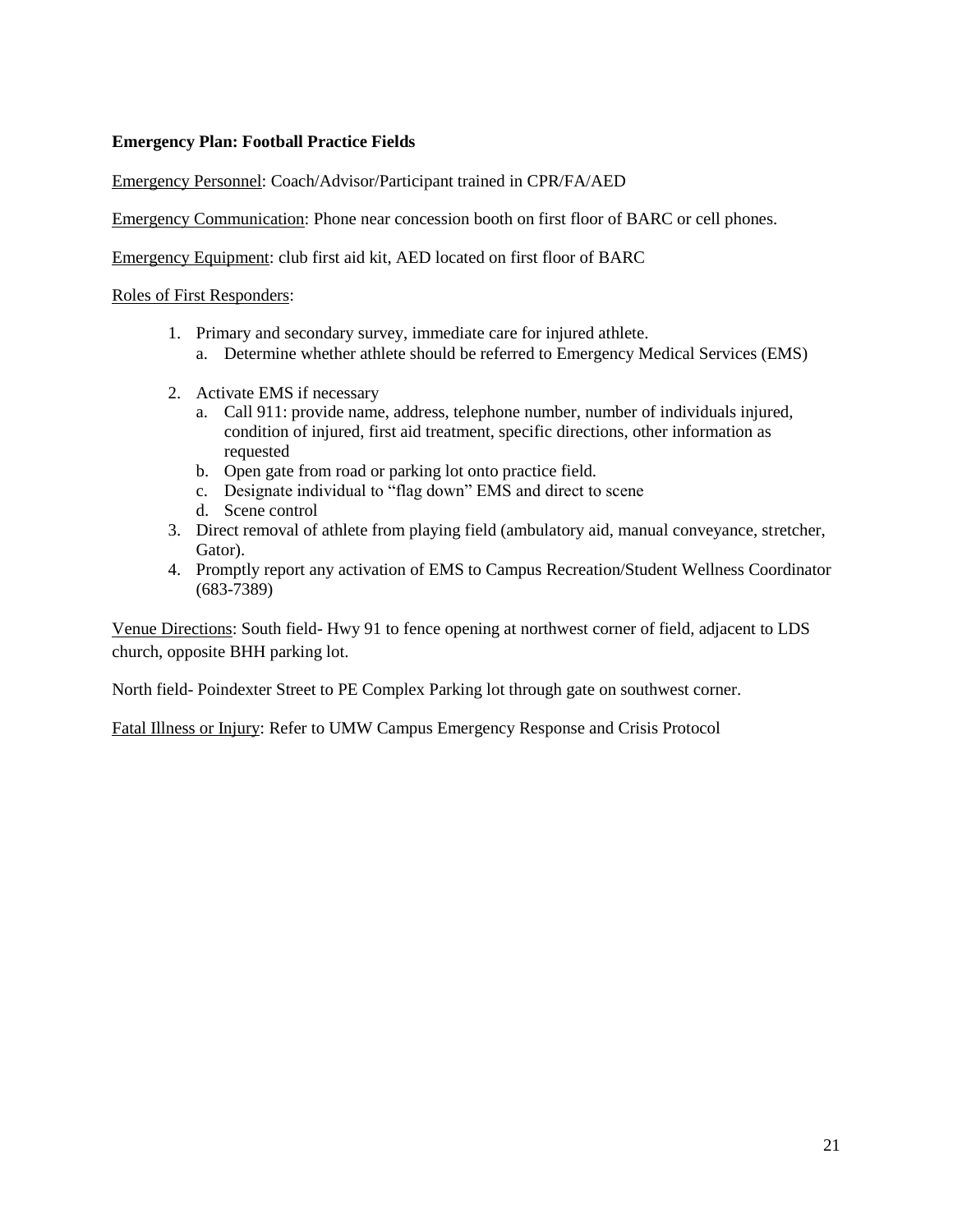**Emergency Plan: Football Practice Fields**

Emergency Personnel: Coach/Advisor/Participant trained in CPR/FA/AED

Emergency Communication: Phone near concession booth on first floor of BARC or cell phones.

Emergency Equipment: club first aid kit, AED located on first floor of BARC

Roles of First Responders:

1. Primary and secondary survey, immediate care for injured athlete.
   a. Determine whether athlete should be referred to Emergency Medical Services (EMS)
2. Activate EMS if necessary
   a. Call 911: provide name, address, telephone number, number of individuals injured, condition of injured, first aid treatment, specific directions, other information as requested
   b. Open gate from road or parking lot onto practice field.
   c. Designate individual to "flag down" EMS and direct to scene
   d. Scene control
3. Direct removal of athlete from playing field (ambulatory aid, manual conveyance, stretcher, Gator).
4. Promptly report any activation of EMS to Campus Recreation/Student Wellness Coordinator (683-7389)

Venue Directions: South field- Hwy 91 to fence opening at northwest corner of field, adjacent to LDS church, opposite BHH parking lot.

North field- Poindexter Street to PE Complex Parking lot through gate on southwest corner.

Fatal Illness or Injury: Refer to UMW Campus Emergency Response and Crisis Protocol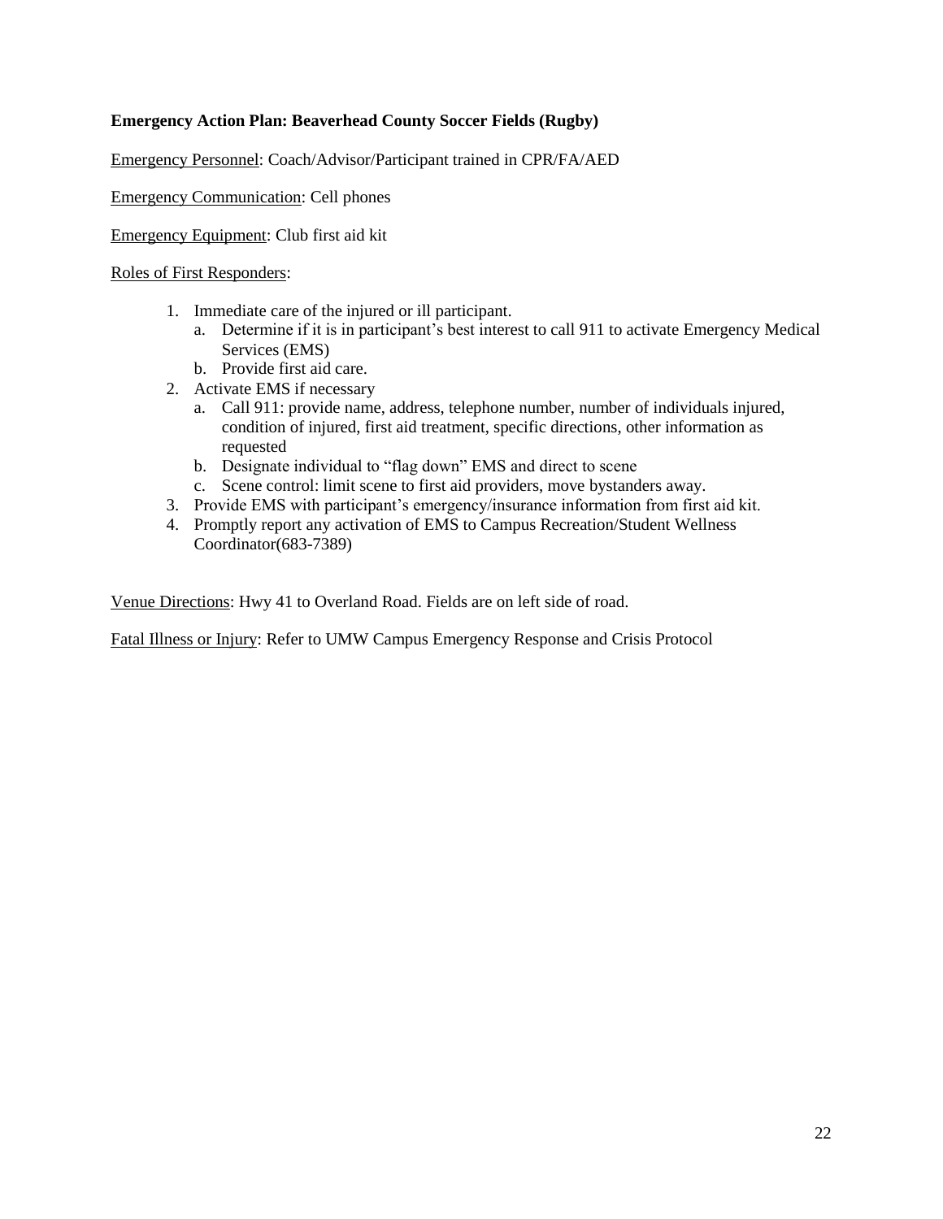**Emergency Action Plan: Beaverhead County Soccer Fields (Rugby)**

Emergency Personnel: Coach/Advisor/Participant trained in CPR/FA/AED

Emergency Communication: Cell phones

Emergency Equipment: Club first aid kit

Roles of First Responders:

1. Immediate care of the injured or ill participant.
   a. Determine if it is in participant's best interest to call 911 to activate Emergency Medical Services (EMS)
   b. Provide first aid care.
2. Activate EMS if necessary
   a. Call 911: provide name, address, telephone number, number of individuals injured, condition of injured, first aid treatment, specific directions, other information as requested
   b. Designate individual to "flag down" EMS and direct to scene
   c. Scene control: limit scene to first aid providers, move bystanders away.
3. Provide EMS with participant's emergency/insurance information from first aid kit.
4. Promptly report any activation of EMS to Campus Recreation/Student Wellness Coordinator(683-7389)

Venue Directions: Hwy 41 to Overland Road. Fields are on left side of road.

Fatal Illness or Injury: Refer to UMW Campus Emergency Response and Crisis Protocol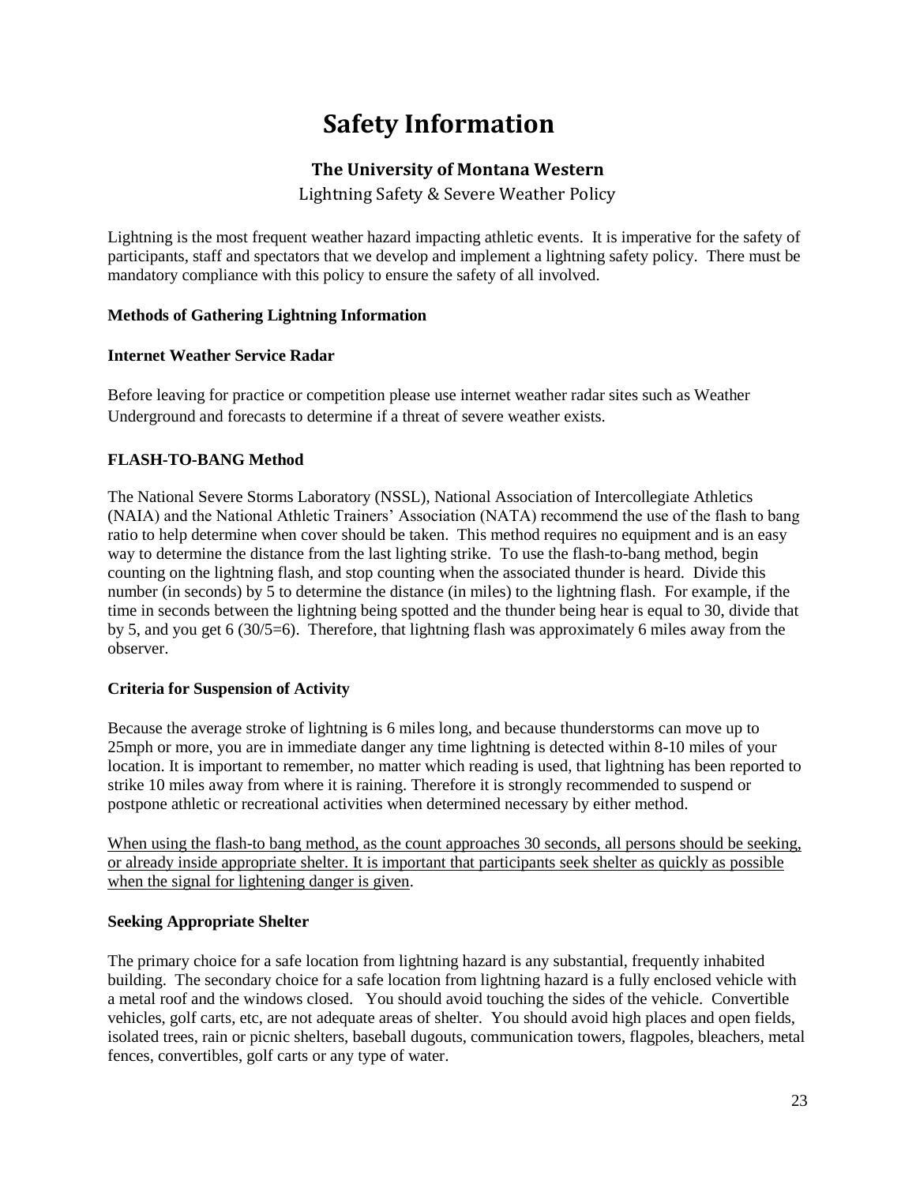# Safety Information

## The University of Montana Western

Lightning Safety & Severe Weather Policy

Lightning is the most frequent weather hazard impacting athletic events. It is imperative for the safety of participants, staff and spectators that we develop and implement a lightning safety policy. There must be mandatory compliance with this policy to ensure the safety of all involved.

**Methods of Gathering Lightning Information**

**Internet Weather Service Radar**

Before leaving for practice or competition please use internet weather radar sites such as Weather Underground and forecasts to determine if a threat of severe weather exists.

**FLASH-TO-BANG Method**

The National Severe Storms Laboratory (NSSL), National Association of Intercollegiate Athletics (NAIA) and the National Athletic Trainers' Association (NATA) recommend the use of the flash to bang ratio to help determine when cover should be taken. This method requires no equipment and is an easy way to determine the distance from the last lighting strike. To use the flash-to-bang method, begin counting on the lightning flash, and stop counting when the associated thunder is heard. Divide this number (in seconds) by 5 to determine the distance (in miles) to the lightning flash. For example, if the time in seconds between the lightning being spotted and the thunder being hear is equal to 30, divide that by 5, and you get 6 (30/5=6). Therefore, that lightning flash was approximately 6 miles away from the observer.

**Criteria for Suspension of Activity**

Because the average stroke of lightning is 6 miles long, and because thunderstorms can move up to 25mph or more, you are in immediate danger any time lightning is detected within 8-10 miles of your location. It is important to remember, no matter which reading is used, that lightning has been reported to strike 10 miles away from where it is raining. Therefore it is strongly recommended to suspend or postpone athletic or recreational activities when determined necessary by either method.

<u>When using the flash-to bang method, as the count approaches 30 seconds, all persons should be seeking, or already inside appropriate shelter. It is important that participants seek shelter as quickly as possible when the signal for lightening danger is given</u>.

**Seeking Appropriate Shelter**

The primary choice for a safe location from lightning hazard is any substantial, frequently inhabited building. The secondary choice for a safe location from lightning hazard is a fully enclosed vehicle with a metal roof and the windows closed. You should avoid touching the sides of the vehicle. Convertible vehicles, golf carts, etc, are not adequate areas of shelter. You should avoid high places and open fields, isolated trees, rain or picnic shelters, baseball dugouts, communication towers, flagpoles, bleachers, metal fences, convertibles, golf carts or any type of water.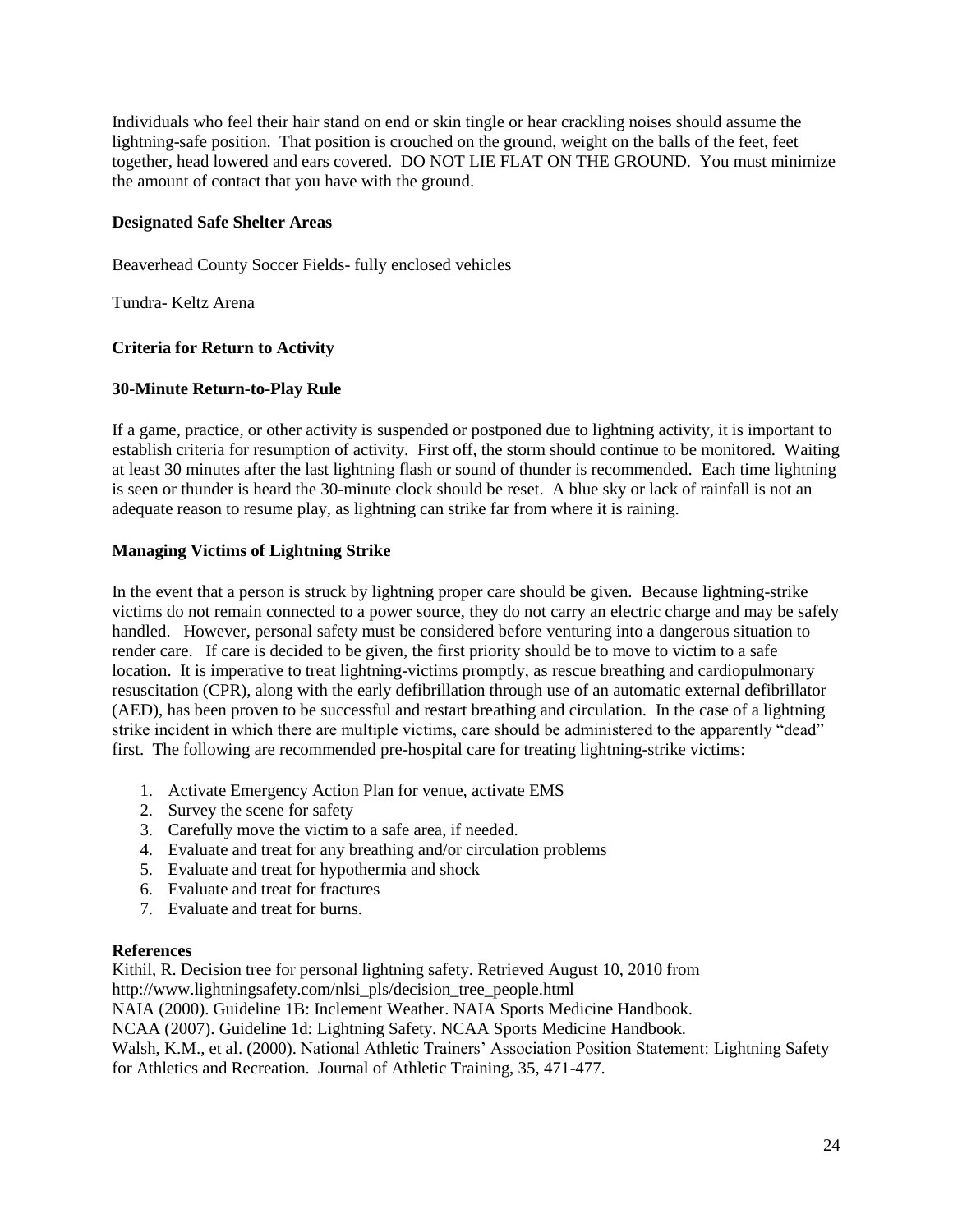Individuals who feel their hair stand on end or skin tingle or hear crackling noises should assume the lightning-safe position. That position is crouched on the ground, weight on the balls of the feet, feet together, head lowered and ears covered. DO NOT LIE FLAT ON THE GROUND. You must minimize the amount of contact that you have with the ground.

**Designated Safe Shelter Areas**

Beaverhead County Soccer Fields- fully enclosed vehicles

Tundra- Keltz Arena

**Criteria for Return to Activity**

**30-Minute Return-to-Play Rule**

If a game, practice, or other activity is suspended or postponed due to lightning activity, it is important to establish criteria for resumption of activity. First off, the storm should continue to be monitored. Waiting at least 30 minutes after the last lightning flash or sound of thunder is recommended. Each time lightning is seen or thunder is heard the 30-minute clock should be reset. A blue sky or lack of rainfall is not an adequate reason to resume play, as lightning can strike far from where it is raining.

**Managing Victims of Lightning Strike**

In the event that a person is struck by lightning proper care should be given. Because lightning-strike victims do not remain connected to a power source, they do not carry an electric charge and may be safely handled. However, personal safety must be considered before venturing into a dangerous situation to render care. If care is decided to be given, the first priority should be to move to victim to a safe location. It is imperative to treat lightning-victims promptly, as rescue breathing and cardiopulmonary resuscitation (CPR), along with the early defibrillation through use of an automatic external defibrillator (AED), has been proven to be successful and restart breathing and circulation. In the case of a lightning strike incident in which there are multiple victims, care should be administered to the apparently "dead" first. The following are recommended pre-hospital care for treating lightning-strike victims:

1. Activate Emergency Action Plan for venue, activate EMS
2. Survey the scene for safety
3. Carefully move the victim to a safe area, if needed.
4. Evaluate and treat for any breathing and/or circulation problems
5. Evaluate and treat for hypothermia and shock
6. Evaluate and treat for fractures
7. Evaluate and treat for burns.

**References**

Kithil, R. Decision tree for personal lightning safety. Retrieved August 10, 2010 from http://www.lightningsafety.com/nlsi_pls/decision_tree_people.html

NAIA (2000). Guideline 1B: Inclement Weather. NAIA Sports Medicine Handbook.

NCAA (2007). Guideline 1d: Lightning Safety. NCAA Sports Medicine Handbook.

Walsh, K.M., et al. (2000). National Athletic Trainers' Association Position Statement: Lightning Safety for Athletics and Recreation. Journal of Athletic Training, 35, 471-477.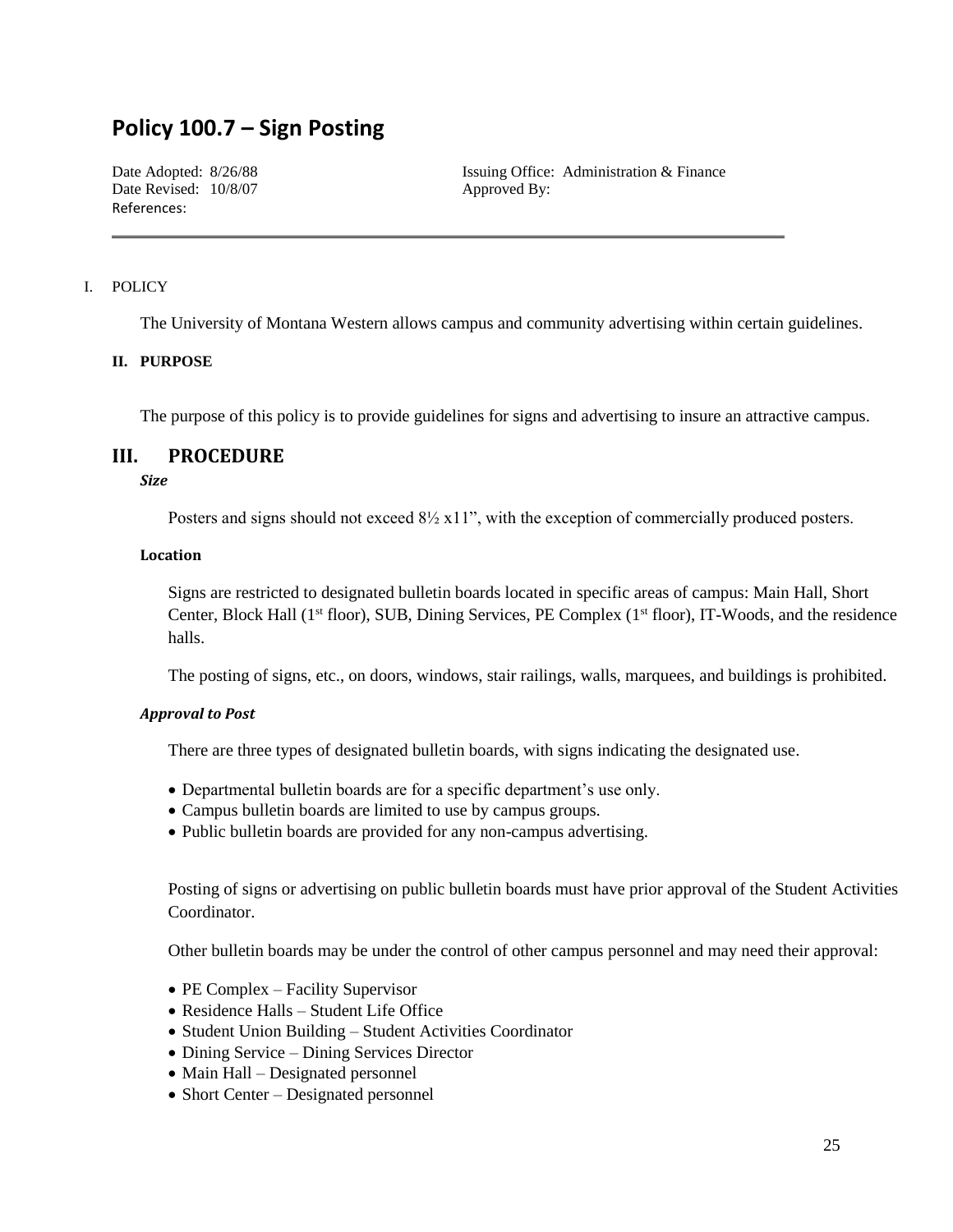# Policy 100.7 – Sign Posting

Date Adopted: 8/26/88
Date Revised: 10/8/07
References:

Issuing Office: Administration & Finance
Approved By:

---

I. POLICY

The University of Montana Western allows campus and community advertising within certain guidelines.

**II. PURPOSE**

The purpose of this policy is to provide guidelines for signs and advertising to insure an attractive campus.

## III. PROCEDURE

***Size***

Posters and signs should not exceed 8½ x11", with the exception of commercially produced posters.

**Location**

Signs are restricted to designated bulletin boards located in specific areas of campus: Main Hall, Short Center, Block Hall (1st floor), SUB, Dining Services, PE Complex (1st floor), IT-Woods, and the residence halls.

The posting of signs, etc., on doors, windows, stair railings, walls, marquees, and buildings is prohibited.

***Approval to Post***

There are three types of designated bulletin boards, with signs indicating the designated use.

- Departmental bulletin boards are for a specific department's use only.
- Campus bulletin boards are limited to use by campus groups.
- Public bulletin boards are provided for any non-campus advertising.

Posting of signs or advertising on public bulletin boards must have prior approval of the Student Activities Coordinator.

Other bulletin boards may be under the control of other campus personnel and may need their approval:

- PE Complex – Facility Supervisor
- Residence Halls – Student Life Office
- Student Union Building – Student Activities Coordinator
- Dining Service – Dining Services Director
- Main Hall – Designated personnel
- Short Center – Designated personnel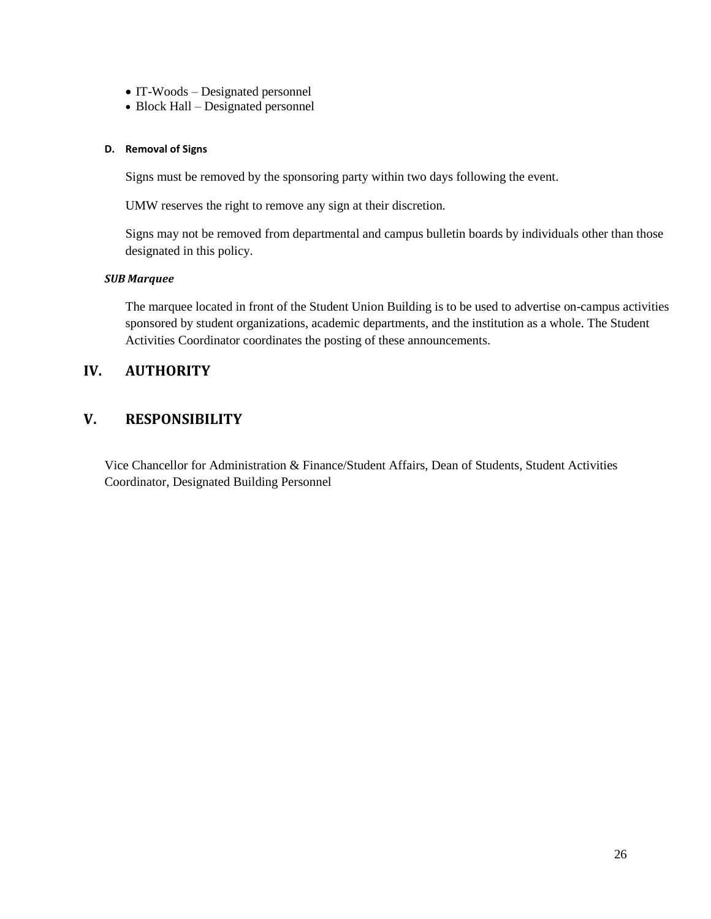- IT-Woods – Designated personnel
- Block Hall – Designated personnel

#### D. Removal of Signs

Signs must be removed by the sponsoring party within two days following the event.

UMW reserves the right to remove any sign at their discretion.

Signs may not be removed from departmental and campus bulletin boards by individuals other than those designated in this policy.

***SUB Marquee***

The marquee located in front of the Student Union Building is to be used to advertise on-campus activities sponsored by student organizations, academic departments, and the institution as a whole. The Student Activities Coordinator coordinates the posting of these announcements.

## IV. AUTHORITY

## V. RESPONSIBILITY

Vice Chancellor for Administration & Finance/Student Affairs, Dean of Students, Student Activities Coordinator, Designated Building Personnel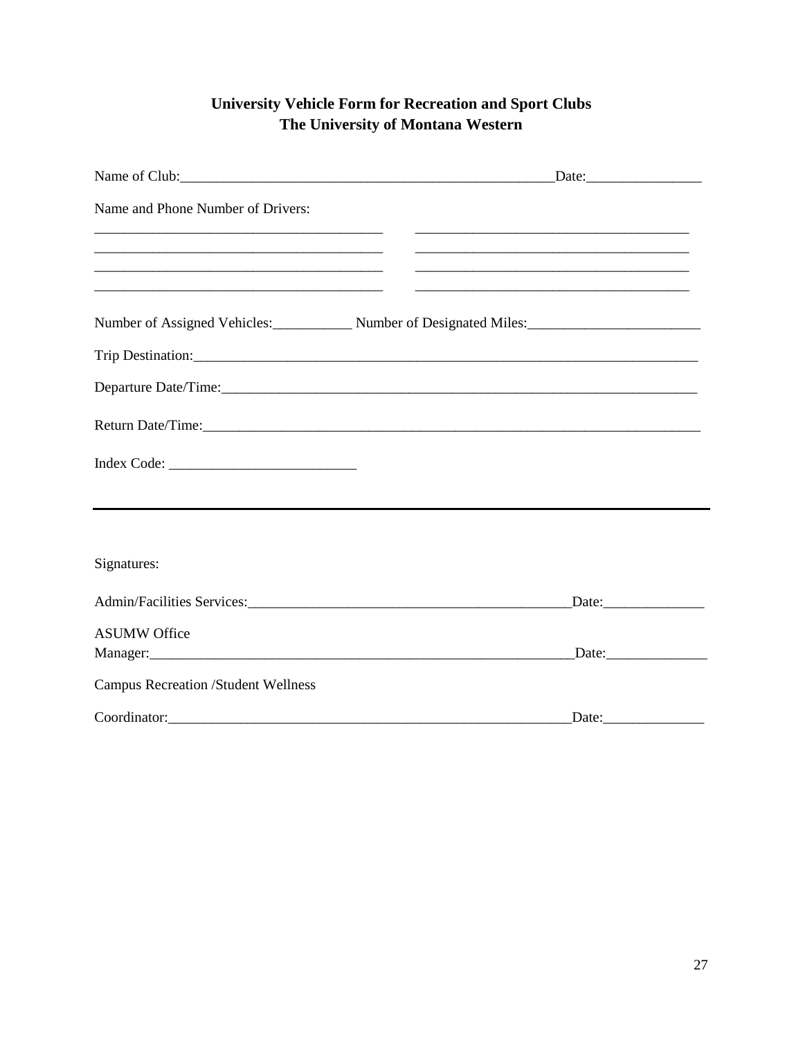# University Vehicle Form for Recreation and Sport Clubs
## The University of Montana Western

Name of Club:\_\_\_\_\_\_\_\_\_\_\_\_\_\_\_\_\_\_\_\_\_\_\_\_\_\_\_\_\_\_\_\_\_\_\_\_\_\_\_\_\_\_\_\_\_\_\_\_\_\_\_\_Date:\_\_\_\_\_\_\_\_\_\_\_\_\_\_\_\_

Name and Phone Number of Drivers:

\_\_\_\_\_\_\_\_\_\_\_\_\_\_\_\_\_\_\_\_\_\_\_\_\_\_\_\_\_\_\_\_\_\_\_\_\_\_\_\_\_ \_\_\_\_\_\_\_\_\_\_\_\_\_\_\_\_\_\_\_\_\_\_\_\_\_\_\_\_\_\_\_\_\_\_\_\_\_\_\_\_\_

\_\_\_\_\_\_\_\_\_\_\_\_\_\_\_\_\_\_\_\_\_\_\_\_\_\_\_\_\_\_\_\_\_\_\_\_\_\_\_\_\_ \_\_\_\_\_\_\_\_\_\_\_\_\_\_\_\_\_\_\_\_\_\_\_\_\_\_\_\_\_\_\_\_\_\_\_\_\_\_\_\_\_

\_\_\_\_\_\_\_\_\_\_\_\_\_\_\_\_\_\_\_\_\_\_\_\_\_\_\_\_\_\_\_\_\_\_\_\_\_\_\_\_\_ \_\_\_\_\_\_\_\_\_\_\_\_\_\_\_\_\_\_\_\_\_\_\_\_\_\_\_\_\_\_\_\_\_\_\_\_\_\_\_\_\_

\_\_\_\_\_\_\_\_\_\_\_\_\_\_\_\_\_\_\_\_\_\_\_\_\_\_\_\_\_\_\_\_\_\_\_\_\_\_\_\_\_ \_\_\_\_\_\_\_\_\_\_\_\_\_\_\_\_\_\_\_\_\_\_\_\_\_\_\_\_\_\_\_\_\_\_\_\_\_\_\_\_\_

Number of Assigned Vehicles:\_\_\_\_\_\_\_\_\_\_\_ Number of Designated Miles:\_\_\_\_\_\_\_\_\_\_\_\_\_\_\_\_\_\_\_\_\_\_\_\_

Trip Destination:\_\_\_\_\_\_\_\_\_\_\_\_\_\_\_\_\_\_\_\_\_\_\_\_\_\_\_\_\_\_\_\_\_\_\_\_\_\_\_\_\_\_\_\_\_\_\_\_\_\_\_\_\_\_\_\_\_\_\_\_\_\_\_\_\_\_\_\_\_\_\_\_

Departure Date/Time:\_\_\_\_\_\_\_\_\_\_\_\_\_\_\_\_\_\_\_\_\_\_\_\_\_\_\_\_\_\_\_\_\_\_\_\_\_\_\_\_\_\_\_\_\_\_\_\_\_\_\_\_\_\_\_\_\_\_\_\_\_\_\_\_\_\_\_\_

Return Date/Time:\_\_\_\_\_\_\_\_\_\_\_\_\_\_\_\_\_\_\_\_\_\_\_\_\_\_\_\_\_\_\_\_\_\_\_\_\_\_\_\_\_\_\_\_\_\_\_\_\_\_\_\_\_\_\_\_\_\_\_\_\_\_\_\_\_\_\_\_\_\_\_

Index Code: \_\_\_\_\_\_\_\_\_\_\_\_\_\_\_\_\_\_\_\_\_\_\_\_\_\_

---

Signatures:

Admin/Facilities Services:\_\_\_\_\_\_\_\_\_\_\_\_\_\_\_\_\_\_\_\_\_\_\_\_\_\_\_\_\_\_\_\_\_\_\_\_\_\_\_\_\_\_\_\_\_\_\_Date:\_\_\_\_\_\_\_\_\_\_\_\_\_\_

ASUMW Office
Manager:\_\_\_\_\_\_\_\_\_\_\_\_\_\_\_\_\_\_\_\_\_\_\_\_\_\_\_\_\_\_\_\_\_\_\_\_\_\_\_\_\_\_\_\_\_\_\_\_\_\_\_\_\_\_\_\_\_\_\_\_\_Date:\_\_\_\_\_\_\_\_\_\_\_\_\_\_

Campus Recreation /Student Wellness

Coordinator:\_\_\_\_\_\_\_\_\_\_\_\_\_\_\_\_\_\_\_\_\_\_\_\_\_\_\_\_\_\_\_\_\_\_\_\_\_\_\_\_\_\_\_\_\_\_\_\_\_\_\_\_\_\_\_\_\_Date:\_\_\_\_\_\_\_\_\_\_\_\_\_\_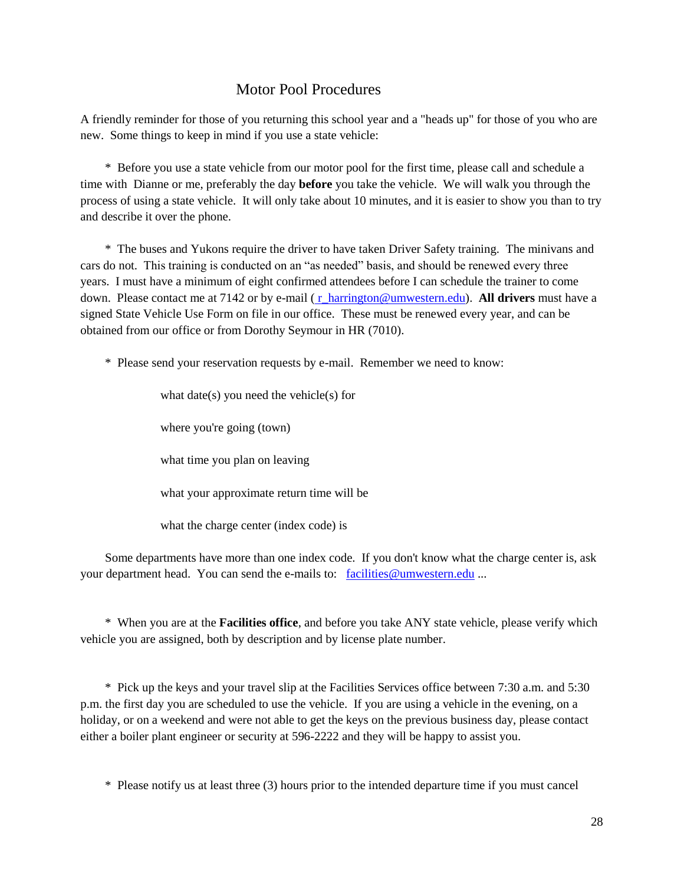# Motor Pool Procedures

A friendly reminder for those of you returning this school year and a "heads up" for those of you who are new. Some things to keep in mind if you use a state vehicle:

\* Before you use a state vehicle from our motor pool for the first time, please call and schedule a time with Dianne or me, preferably the day **before** you take the vehicle. We will walk you through the process of using a state vehicle. It will only take about 10 minutes, and it is easier to show you than to try and describe it over the phone.

\* The buses and Yukons require the driver to have taken Driver Safety training. The minivans and cars do not. This training is conducted on an “as needed” basis, and should be renewed every three years. I must have a minimum of eight confirmed attendees before I can schedule the trainer to come down. Please contact me at 7142 or by e-mail ( r_harrington@umwestern.edu). **All drivers** must have a signed State Vehicle Use Form on file in our office. These must be renewed every year, and can be obtained from our office or from Dorothy Seymour in HR (7010).

\* Please send your reservation requests by e-mail. Remember we need to know:

what date(s) you need the vehicle(s) for

where you're going (town)

what time you plan on leaving

what your approximate return time will be

what the charge center (index code) is

Some departments have more than one index code. If you don't know what the charge center is, ask your department head. You can send the e-mails to: facilities@umwestern.edu ...

\* When you are at the **Facilities office**, and before you take ANY state vehicle, please verify which vehicle you are assigned, both by description and by license plate number.

\* Pick up the keys and your travel slip at the Facilities Services office between 7:30 a.m. and 5:30 p.m. the first day you are scheduled to use the vehicle. If you are using a vehicle in the evening, on a holiday, or on a weekend and were not able to get the keys on the previous business day, please contact either a boiler plant engineer or security at 596-2222 and they will be happy to assist you.

\* Please notify us at least three (3) hours prior to the intended departure time if you must cancel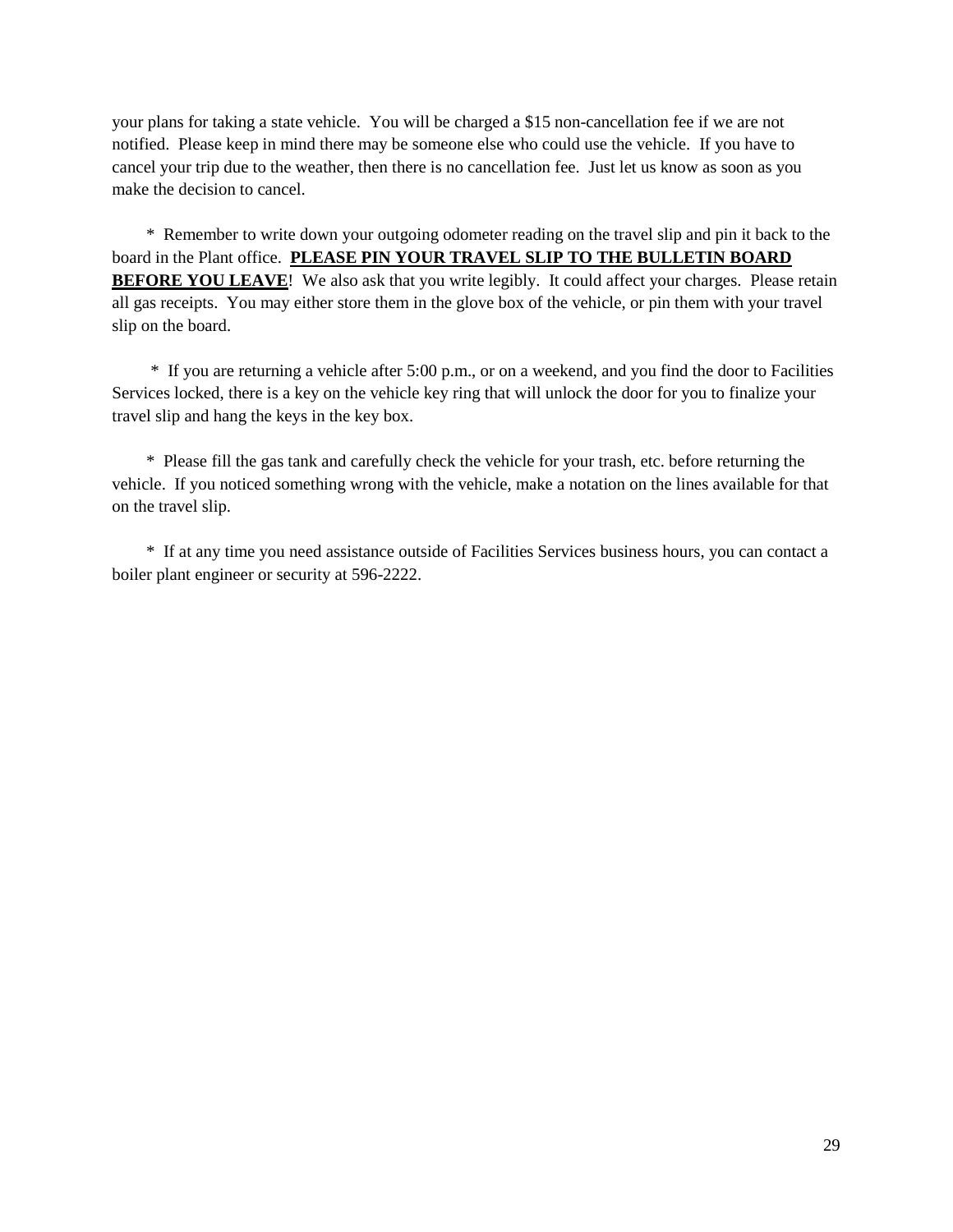your plans for taking a state vehicle. You will be charged a $15 non-cancellation fee if we are not notified. Please keep in mind there may be someone else who could use the vehicle. If you have to cancel your trip due to the weather, then there is no cancellation fee. Just let us know as soon as you make the decision to cancel.

\* Remember to write down your outgoing odometer reading on the travel slip and pin it back to the board in the Plant office. **<u>PLEASE PIN YOUR TRAVEL SLIP TO THE BULLETIN BOARD BEFORE YOU LEAVE</u>**! We also ask that you write legibly. It could affect your charges. Please retain all gas receipts. You may either store them in the glove box of the vehicle, or pin them with your travel slip on the board.

\* If you are returning a vehicle after 5:00 p.m., or on a weekend, and you find the door to Facilities Services locked, there is a key on the vehicle key ring that will unlock the door for you to finalize your travel slip and hang the keys in the key box.

\* Please fill the gas tank and carefully check the vehicle for your trash, etc. before returning the vehicle. If you noticed something wrong with the vehicle, make a notation on the lines available for that on the travel slip.

\* If at any time you need assistance outside of Facilities Services business hours, you can contact a boiler plant engineer or security at 596-2222.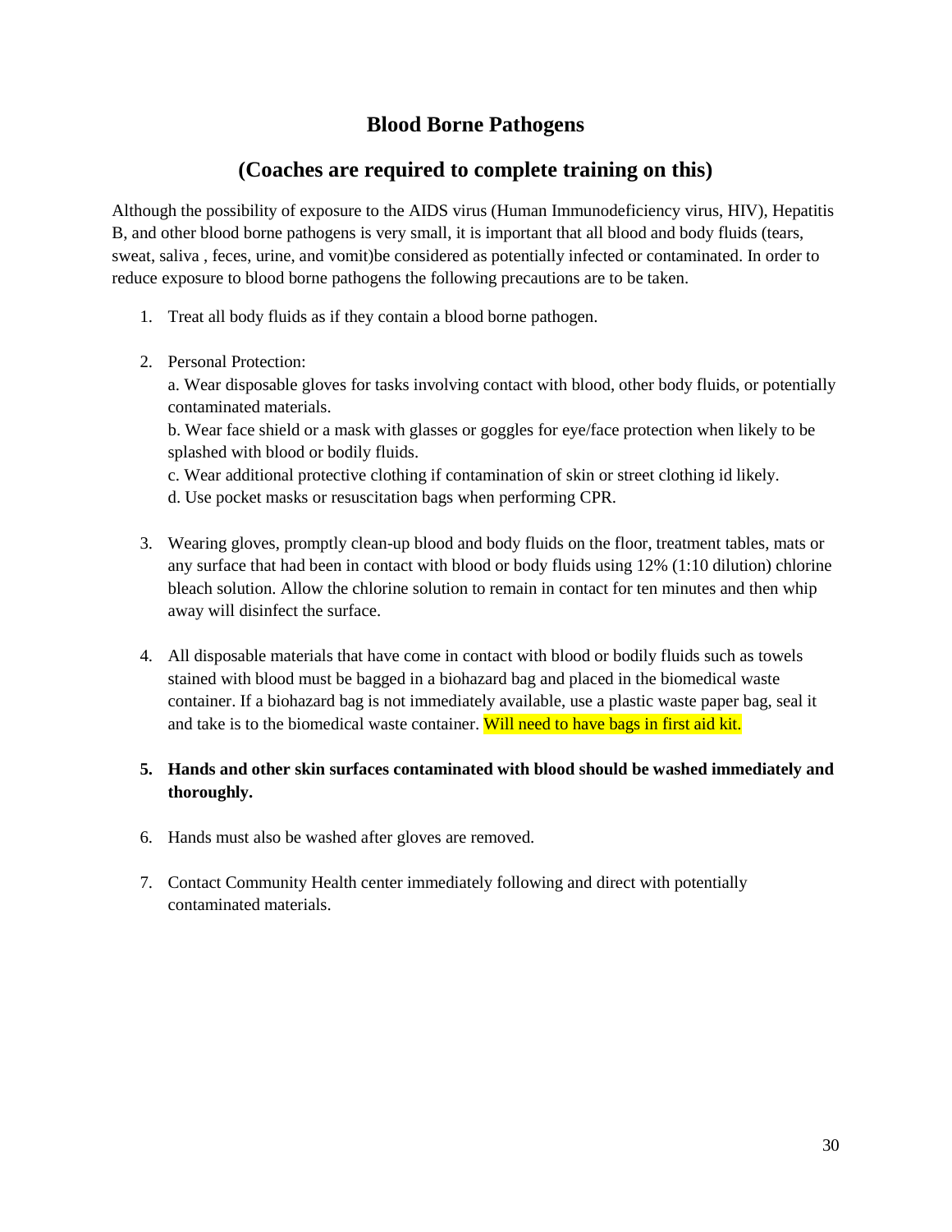## Blood Borne Pathogens

## (Coaches are required to complete training on this)

Although the possibility of exposure to the AIDS virus (Human Immunodeficiency virus, HIV), Hepatitis B, and other blood borne pathogens is very small, it is important that all blood and body fluids (tears, sweat, saliva , feces, urine, and vomit)be considered as potentially infected or contaminated. In order to reduce exposure to blood borne pathogens the following precautions are to be taken.

1. Treat all body fluids as if they contain a blood borne pathogen.

2. Personal Protection:
   a. Wear disposable gloves for tasks involving contact with blood, other body fluids, or potentially contaminated materials.
   b. Wear face shield or a mask with glasses or goggles for eye/face protection when likely to be splashed with blood or bodily fluids.
   c. Wear additional protective clothing if contamination of skin or street clothing id likely.
   d. Use pocket masks or resuscitation bags when performing CPR.

3. Wearing gloves, promptly clean-up blood and body fluids on the floor, treatment tables, mats or any surface that had been in contact with blood or body fluids using 12% (1:10 dilution) chlorine bleach solution. Allow the chlorine solution to remain in contact for ten minutes and then whip away will disinfect the surface.

4. All disposable materials that have come in contact with blood or bodily fluids such as towels stained with blood must be bagged in a biohazard bag and placed in the biomedical waste container. If a biohazard bag is not immediately available, use a plastic waste paper bag, seal it and take is to the biomedical waste container. Will need to have bags in first aid kit.

5. **Hands and other skin surfaces contaminated with blood should be washed immediately and thoroughly.**

6. Hands must also be washed after gloves are removed.

7. Contact Community Health center immediately following and direct with potentially contaminated materials.